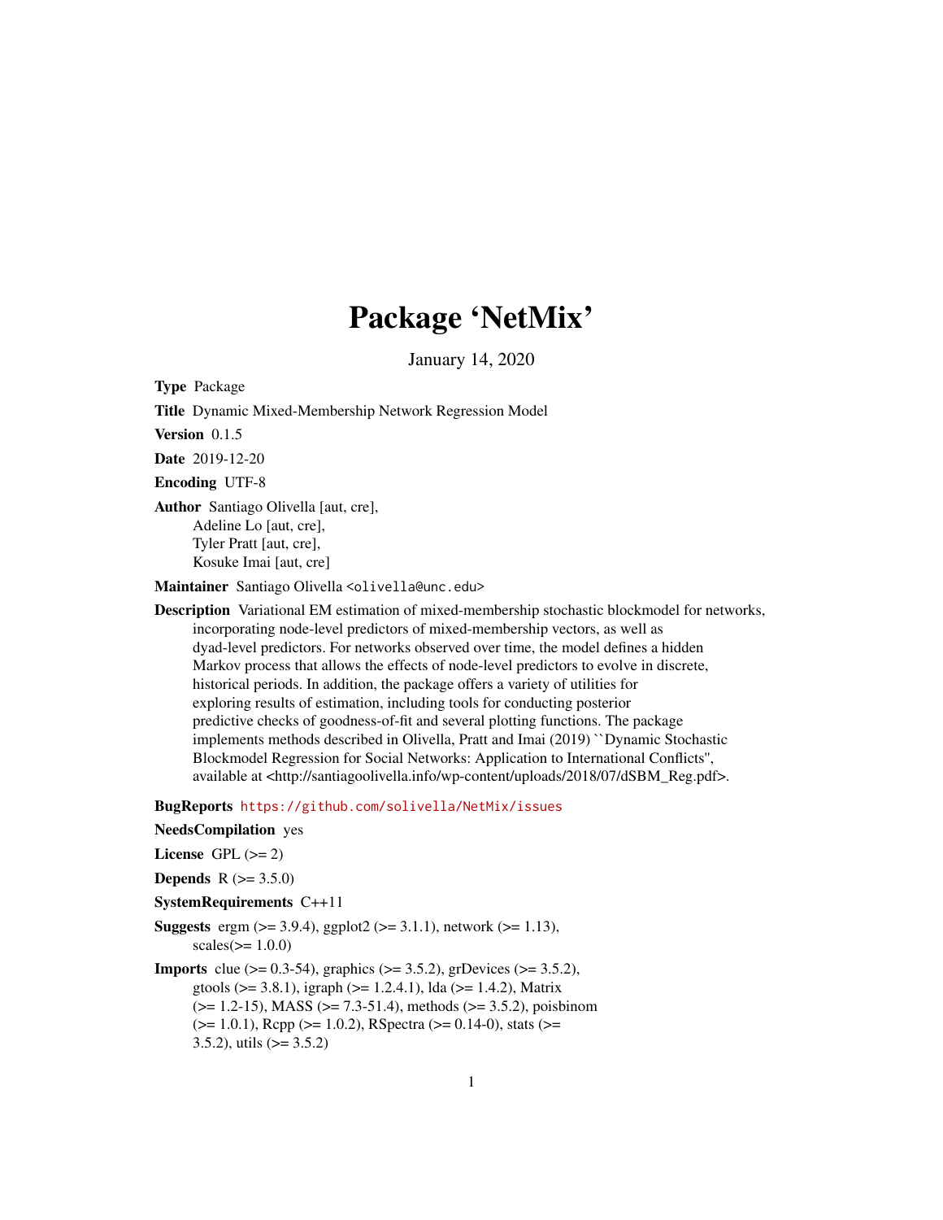# Package 'NetMix'

January 14, 2020

**Type** Package

**Title** Dynamic Mixed-Membership Network Regression Model

**Version** 0.1.5

**Date** 2019-12-20

**Encoding** UTF-8

**Author** Santiago Olivella [aut, cre],
Adeline Lo [aut, cre],
Tyler Pratt [aut, cre],
Kosuke Imai [aut, cre]

**Maintainer** Santiago Olivella <olivella@unc.edu>

**Description** Variational EM estimation of mixed-membership stochastic blockmodel for networks, incorporating node-level predictors of mixed-membership vectors, as well as dyad-level predictors. For networks observed over time, the model defines a hidden Markov process that allows the effects of node-level predictors to evolve in discrete, historical periods. In addition, the package offers a variety of utilities for exploring results of estimation, including tools for conducting posterior predictive checks of goodness-of-fit and several plotting functions. The package implements methods described in Olivella, Pratt and Imai (2019) ``Dynamic Stochastic Blockmodel Regression for Social Networks: Application to International Conflicts'', available at <http://santiagoolivella.info/wp-content/uploads/2018/07/dSBM_Reg.pdf>.

**BugReports** https://github.com/solivella/NetMix/issues

**NeedsCompilation** yes

**License** GPL (>= 2)

**Depends** R (>= 3.5.0)

**SystemRequirements** C++11

**Suggests** ergm (>= 3.9.4), ggplot2 (>= 3.1.1), network (>= 1.13), scales(>= 1.0.0)

**Imports** clue (>= 0.3-54), graphics (>= 3.5.2), grDevices (>= 3.5.2), gtools (>= 3.8.1), igraph (>= 1.2.4.1), lda (>= 1.4.2), Matrix (>= 1.2-15), MASS (>= 7.3-51.4), methods (>= 3.5.2), poisbinom (>= 1.0.1), Rcpp (>= 1.0.2), RSpectra (>= 0.14-0), stats (>= 3.5.2), utils (>= 3.5.2)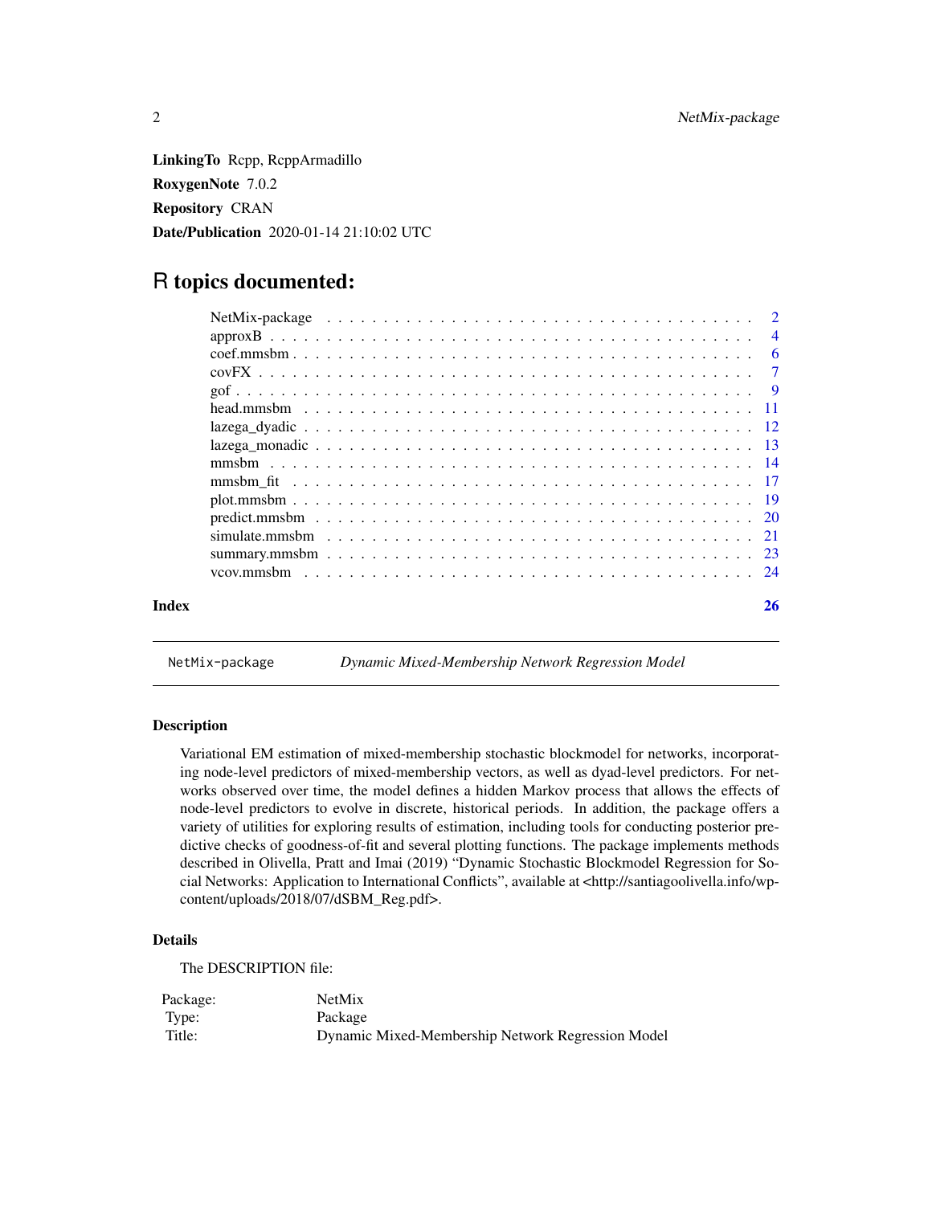**LinkingTo** Rcpp, RcppArmadillo

**RoxygenNote** 7.0.2

**Repository** CRAN

**Date/Publication** 2020-01-14 21:10:02 UTC

# R topics documented:

| | |
|---|---|
| NetMix-package | 2 |
| approxB | 4 |
| coef.mmsbm | 6 |
| covFX | 7 |
| gof | 9 |
| head.mmsbm | 11 |
| lazega_dyadic | 12 |
| lazega_monadic | 13 |
| mmsbm | 14 |
| mmsbm_fit | 17 |
| plot.mmsbm | 19 |
| predict.mmsbm | 20 |
| simulate.mmsbm | 21 |
| summary.mmsbm | 23 |
| vcov.mmsbm | 24 |
| **Index** | **26** |

---

`NetMix-package` *Dynamic Mixed-Membership Network Regression Model*

---

### Description

Variational EM estimation of mixed-membership stochastic blockmodel for networks, incorporating node-level predictors of mixed-membership vectors, as well as dyad-level predictors. For networks observed over time, the model defines a hidden Markov process that allows the effects of node-level predictors to evolve in discrete, historical periods. In addition, the package offers a variety of utilities for exploring results of estimation, including tools for conducting posterior predictive checks of goodness-of-fit and several plotting functions. The package implements methods described in Olivella, Pratt and Imai (2019) "Dynamic Stochastic Blockmodel Regression for Social Networks: Application to International Conflicts", available at <http://santiagoolivella.info/wp-content/uploads/2018/07/dSBM_Reg.pdf>.

### Details

The DESCRIPTION file:

| | |
|---|---|
| Package: | NetMix |
| Type: | Package |
| Title: | Dynamic Mixed-Membership Network Regression Model |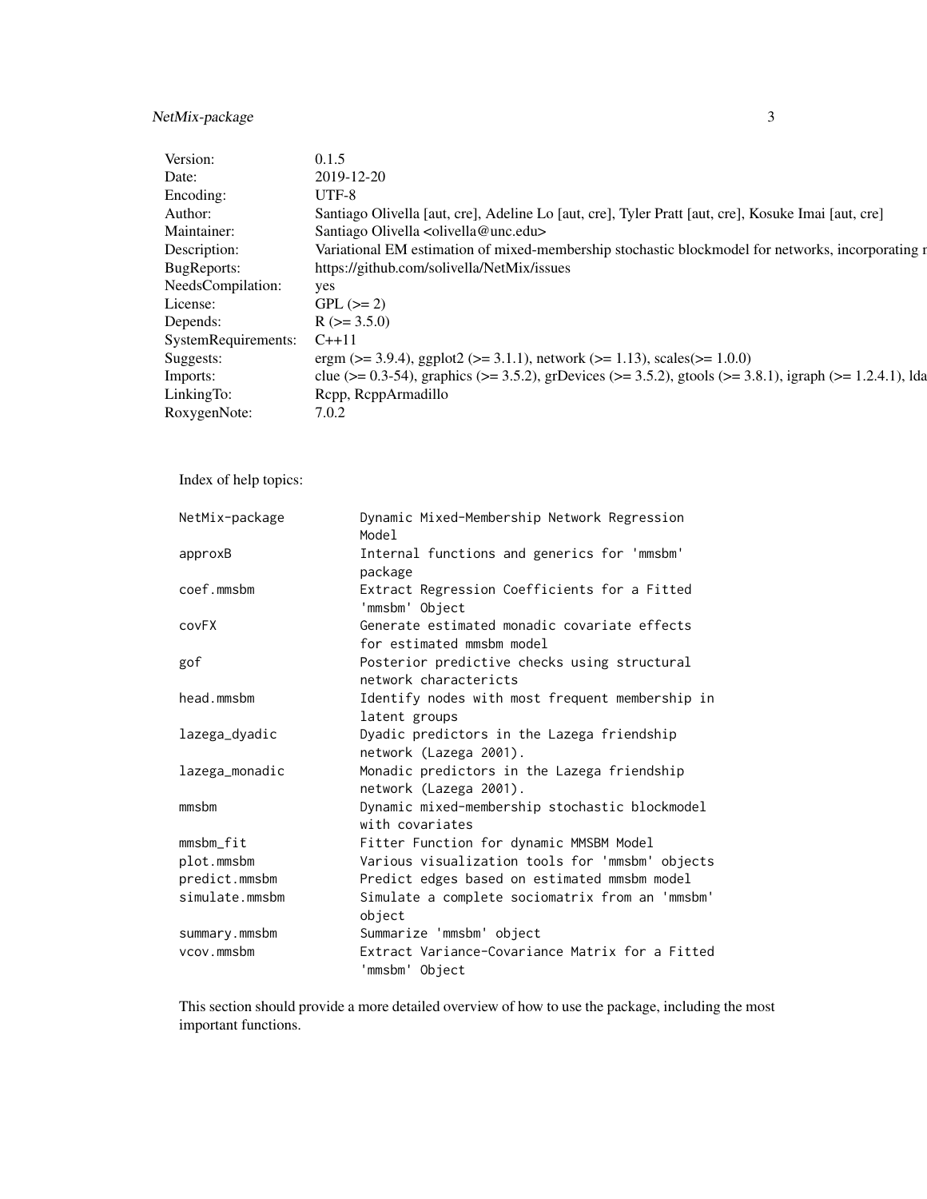| | |
|---|---|
| Version: | 0.1.5 |
| Date: | 2019-12-20 |
| Encoding: | UTF-8 |
| Author: | Santiago Olivella [aut, cre], Adeline Lo [aut, cre], Tyler Pratt [aut, cre], Kosuke Imai [aut, cre] |
| Maintainer: | Santiago Olivella <olivella@unc.edu> |
| Description: | Variational EM estimation of mixed-membership stochastic blockmodel for networks, incorporating r |
| BugReports: | https://github.com/solivella/NetMix/issues |
| NeedsCompilation: | yes |
| License: | GPL (>= 2) |
| Depends: | R (>= 3.5.0) |
| SystemRequirements: | C++11 |
| Suggests: | ergm (>= 3.9.4), ggplot2 (>= 3.1.1), network (>= 1.13), scales(>= 1.0.0) |
| Imports: | clue (>= 0.3-54), graphics (>= 3.5.2), grDevices (>= 3.5.2), gtools (>= 3.8.1), igraph (>= 1.2.4.1), lda |
| LinkingTo: | Rcpp, RcppArmadillo |
| RoxygenNote: | 7.0.2 |

Index of help topics:

```
NetMix-package          Dynamic Mixed-Membership Network Regression
                        Model
approxB                 Internal functions and generics for 'mmsbm'
                        package
coef.mmsbm              Extract Regression Coefficients for a Fitted
                        'mmsbm' Object
covFX                   Generate estimated monadic covariate effects
                        for estimated mmsbm model
gof                     Posterior predictive checks using structural
                        network charactericts
head.mmsbm              Identify nodes with most frequent membership in
                        latent groups
lazega_dyadic           Dyadic predictors in the Lazega friendship
                        network (Lazega 2001).
lazega_monadic          Monadic predictors in the Lazega friendship
                        network (Lazega 2001).
mmsbm                   Dynamic mixed-membership stochastic blockmodel
                        with covariates
mmsbm_fit               Fitter Function for dynamic MMSBM Model
plot.mmsbm              Various visualization tools for 'mmsbm' objects
predict.mmsbm           Predict edges based on estimated mmsbm model
simulate.mmsbm          Simulate a complete sociomatrix from an 'mmsbm'
                        object
summary.mmsbm           Summarize 'mmsbm' object
vcov.mmsbm              Extract Variance-Covariance Matrix for a Fitted
                        'mmsbm' Object
```

This section should provide a more detailed overview of how to use the package, including the most important functions.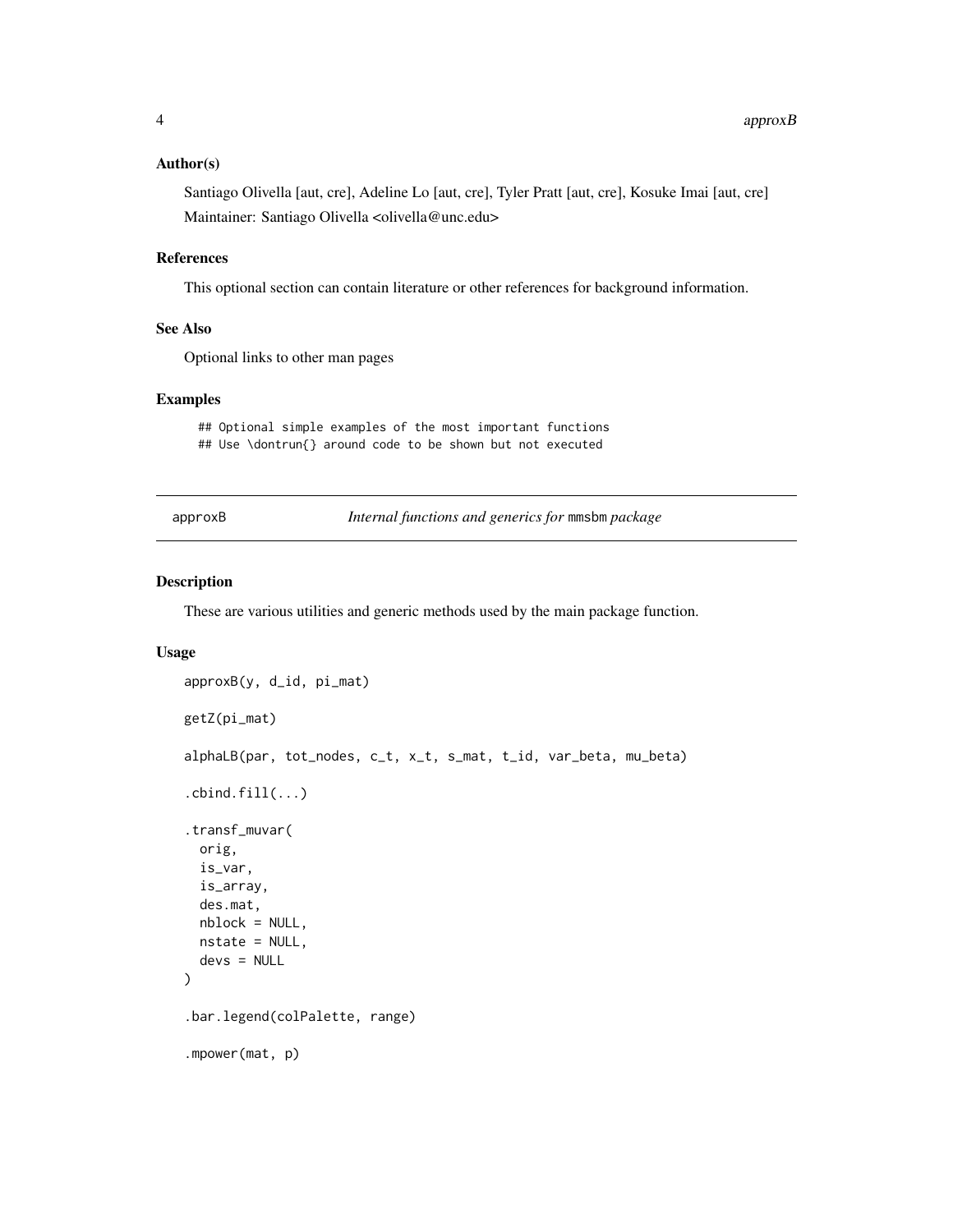## Author(s)

Santiago Olivella [aut, cre], Adeline Lo [aut, cre], Tyler Pratt [aut, cre], Kosuke Imai [aut, cre]
Maintainer: Santiago Olivella <olivella@unc.edu>

## References

This optional section can contain literature or other references for background information.

## See Also

Optional links to other man pages

## Examples

```
## Optional simple examples of the most important functions
## Use \dontrun{} around code to be shown but not executed
```

---

approxB *Internal functions and generics for* mmsbm *package*

---

## Description

These are various utilities and generic methods used by the main package function.

## Usage

```
approxB(y, d_id, pi_mat)

getZ(pi_mat)

alphaLB(par, tot_nodes, c_t, x_t, s_mat, t_id, var_beta, mu_beta)

.cbind.fill(...)

.transf_muvar(
  orig,
  is_var,
  is_array,
  des.mat,
  nblock = NULL,
  nstate = NULL,
  devs = NULL
)

.bar.legend(colPalette, range)

.mpower(mat, p)
```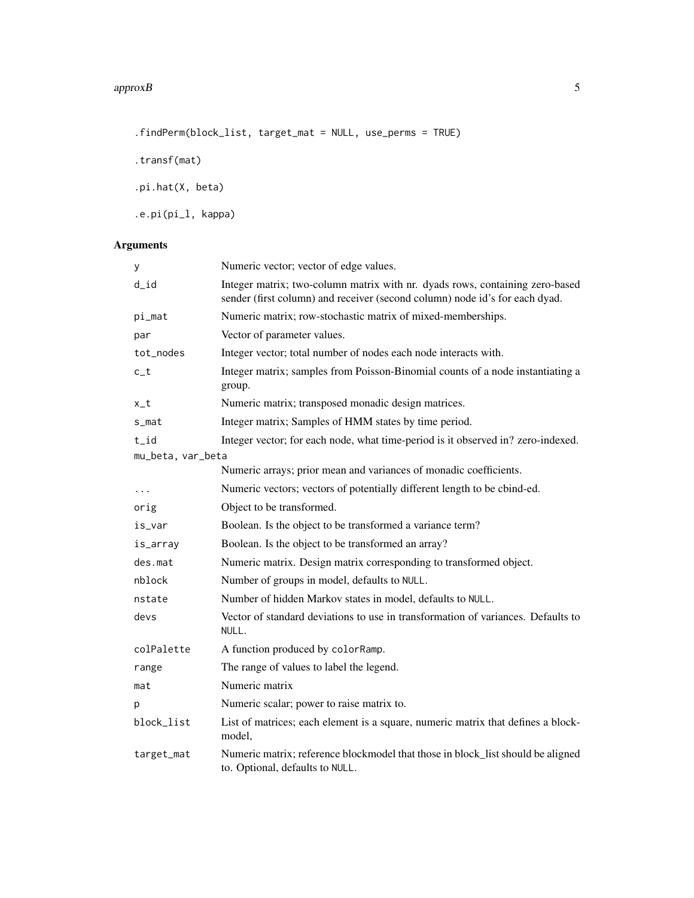```
.findPerm(block_list, target_mat = NULL, use_perms = TRUE)

.transf(mat)

.pi.hat(X, beta)

.e.pi(pi_l, kappa)
```

## Arguments

| Argument | Description |
|---|---|
| `y` | Numeric vector; vector of edge values. |
| `d_id` | Integer matrix; two-column matrix with nr. dyads rows, containing zero-based sender (first column) and receiver (second column) node id's for each dyad. |
| `pi_mat` | Numeric matrix; row-stochastic matrix of mixed-memberships. |
| `par` | Vector of parameter values. |
| `tot_nodes` | Integer vector; total number of nodes each node interacts with. |
| `c_t` | Integer matrix; samples from Poisson-Binomial counts of a node instantiating a group. |
| `x_t` | Numeric matrix; transposed monadic design matrices. |
| `s_mat` | Integer matrix; Samples of HMM states by time period. |
| `t_id` | Integer vector; for each node, what time-period is it observed in? zero-indexed. |
| `mu_beta, var_beta` | Numeric arrays; prior mean and variances of monadic coefficients. |
| `...` | Numeric vectors; vectors of potentially different length to be cbind-ed. |
| `orig` | Object to be transformed. |
| `is_var` | Boolean. Is the object to be transformed a variance term? |
| `is_array` | Boolean. Is the object to be transformed an array? |
| `des.mat` | Numeric matrix. Design matrix corresponding to transformed object. |
| `nblock` | Number of groups in model, defaults to `NULL`. |
| `nstate` | Number of hidden Markov states in model, defaults to `NULL`. |
| `devs` | Vector of standard deviations to use in transformation of variances. Defaults to `NULL`. |
| `colPalette` | A function produced by `colorRamp`. |
| `range` | The range of values to label the legend. |
| `mat` | Numeric matrix |
| `p` | Numeric scalar; power to raise matrix to. |
| `block_list` | List of matrices; each element is a square, numeric matrix that defines a blockmodel, |
| `target_mat` | Numeric matrix; reference blockmodel that those in block_list should be aligned to. Optional, defaults to `NULL`. |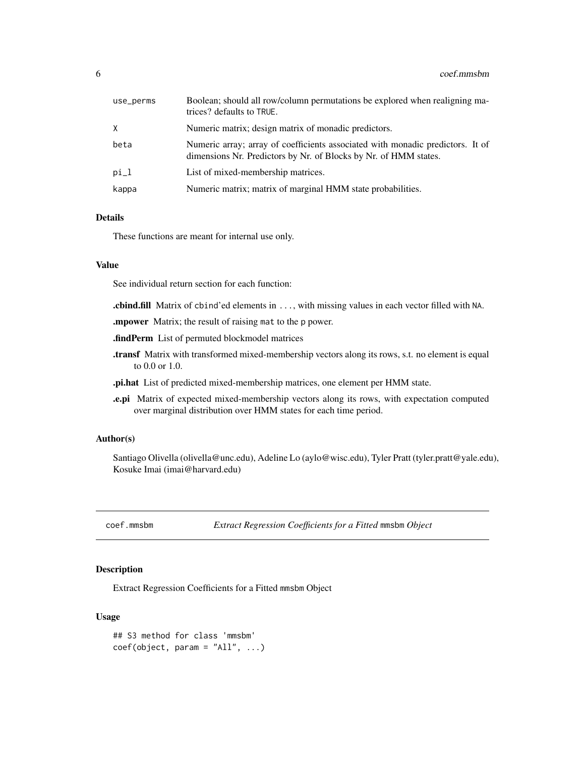| | |
|---|---|
| use_perms | Boolean; should all row/column permutations be explored when realigning matrices? defaults to TRUE. |
| X | Numeric matrix; design matrix of monadic predictors. |
| beta | Numeric array; array of coefficients associated with monadic predictors. It of dimensions Nr. Predictors by Nr. of Blocks by Nr. of HMM states. |
| pi_l | List of mixed-membership matrices. |
| kappa | Numeric matrix; matrix of marginal HMM state probabilities. |

### Details

These functions are meant for internal use only.

### Value

See individual return section for each function:

**.cbind.fill** Matrix of cbind'ed elements in ..., with missing values in each vector filled with NA.

**.mpower** Matrix; the result of raising mat to the p power.

**.findPerm** List of permuted blockmodel matrices

**.transf** Matrix with transformed mixed-membership vectors along its rows, s.t. no element is equal to 0.0 or 1.0.

**.pi.hat** List of predicted mixed-membership matrices, one element per HMM state.

**.e.pi** Matrix of expected mixed-membership vectors along its rows, with expectation computed over marginal distribution over HMM states for each time period.

### Author(s)

Santiago Olivella (olivella@unc.edu), Adeline Lo (aylo@wisc.edu), Tyler Pratt (tyler.pratt@yale.edu), Kosuke Imai (imai@harvard.edu)

---

## coef.mmsbm — *Extract Regression Coefficients for a Fitted* mmsbm *Object*

### Description

Extract Regression Coefficients for a Fitted mmsbm Object

### Usage

```
## S3 method for class 'mmsbm'
coef(object, param = "All", ...)
```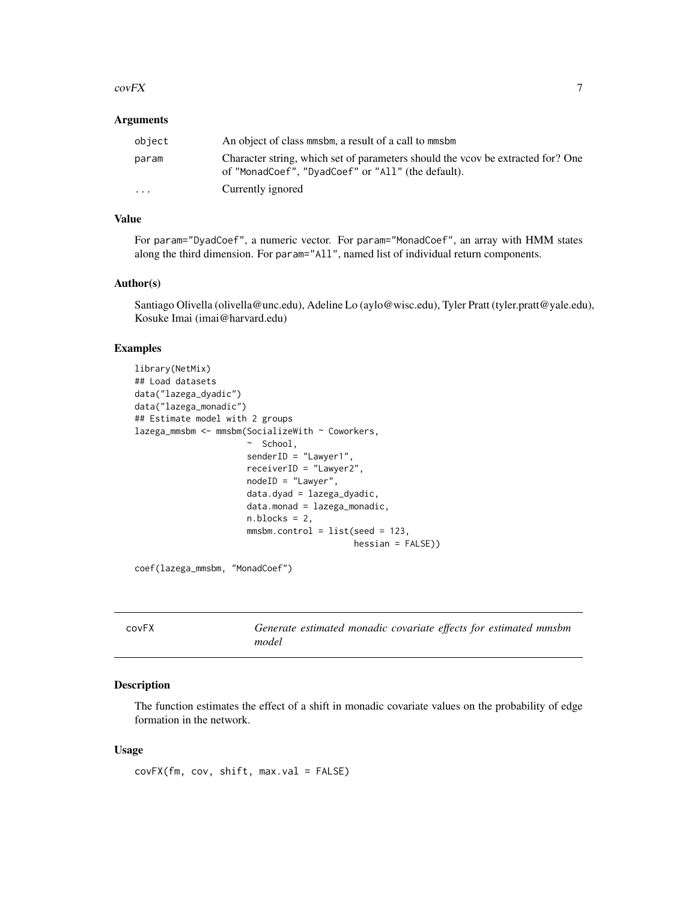### Arguments

| | |
|---|---|
| object | An object of class mmsbm, a result of a call to mmsbm |
| param | Character string, which set of parameters should the vcov be extracted for? One of "MonadCoef", "DyadCoef" or "All" (the default). |
| ... | Currently ignored |

### Value

For param="DyadCoef", a numeric vector. For param="MonadCoef", an array with HMM states along the third dimension. For param="All", named list of individual return components.

### Author(s)

Santiago Olivella (olivella@unc.edu), Adeline Lo (aylo@wisc.edu), Tyler Pratt (tyler.pratt@yale.edu), Kosuke Imai (imai@harvard.edu)

### Examples

```
library(NetMix)
## Load datasets
data("lazega_dyadic")
data("lazega_monadic")
## Estimate model with 2 groups
lazega_mmsbm <- mmsbm(SocializeWith ~ Coworkers,
                      ~  School,
                      senderID = "Lawyer1",
                      receiverID = "Lawyer2",
                      nodeID = "Lawyer",
                      data.dyad = lazega_dyadic,
                      data.monad = lazega_monadic,
                      n.blocks = 2,
                      mmsbm.control = list(seed = 123,
                                           hessian = FALSE))

coef(lazega_mmsbm, "MonadCoef")
```

---

## covFX — *Generate estimated monadic covariate effects for estimated mmsbm model*

### Description

The function estimates the effect of a shift in monadic covariate values on the probability of edge formation in the network.

### Usage

```
covFX(fm, cov, shift, max.val = FALSE)
```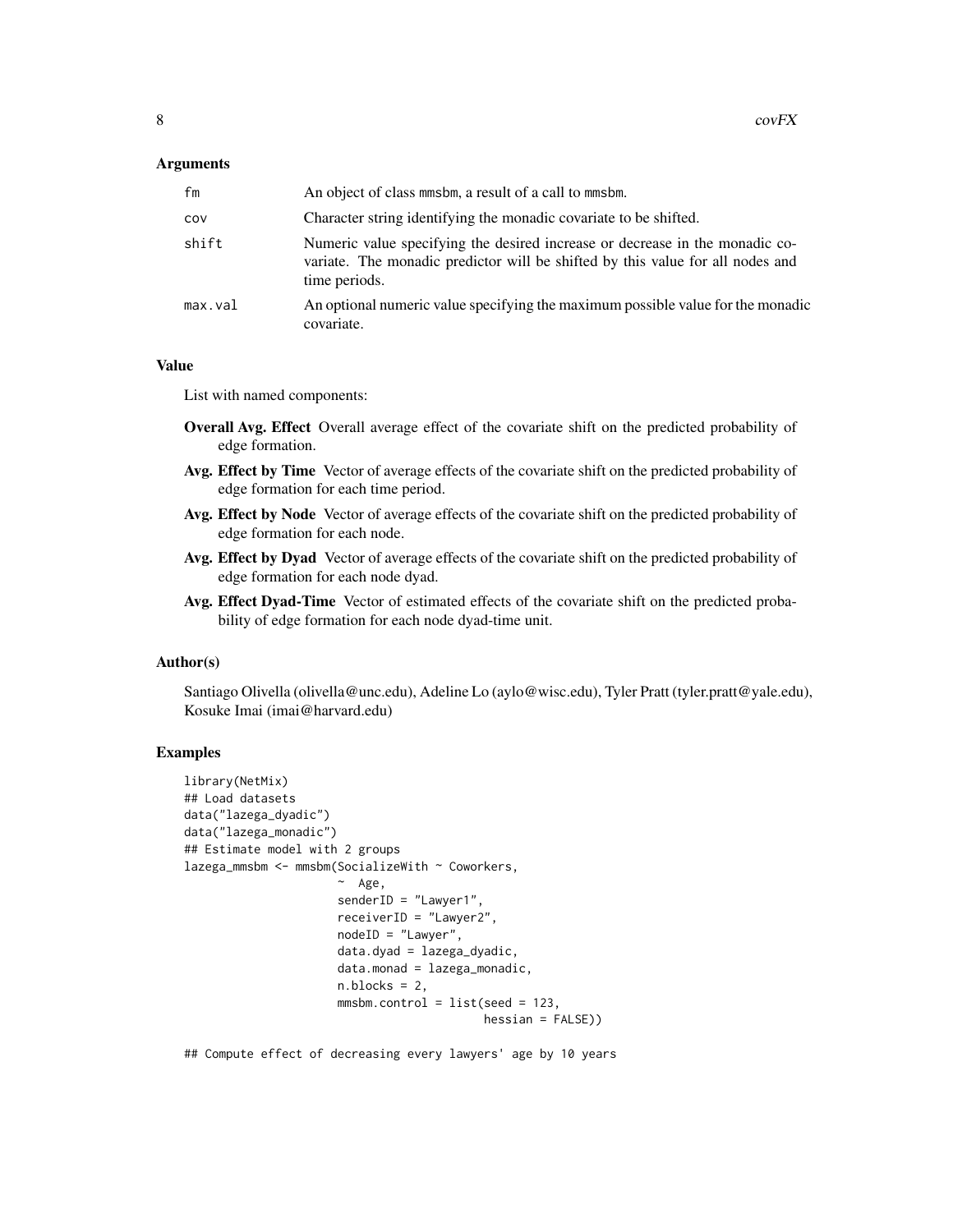### Arguments

| | |
|---|---|
| fm | An object of class mmsbm, a result of a call to mmsbm. |
| cov | Character string identifying the monadic covariate to be shifted. |
| shift | Numeric value specifying the desired increase or decrease in the monadic covariate. The monadic predictor will be shifted by this value for all nodes and time periods. |
| max.val | An optional numeric value specifying the maximum possible value for the monadic covariate. |

### Value

List with named components:

**Overall Avg. Effect** Overall average effect of the covariate shift on the predicted probability of edge formation.

**Avg. Effect by Time** Vector of average effects of the covariate shift on the predicted probability of edge formation for each time period.

**Avg. Effect by Node** Vector of average effects of the covariate shift on the predicted probability of edge formation for each node.

**Avg. Effect by Dyad** Vector of average effects of the covariate shift on the predicted probability of edge formation for each node dyad.

**Avg. Effect Dyad-Time** Vector of estimated effects of the covariate shift on the predicted probability of edge formation for each node dyad-time unit.

### Author(s)

Santiago Olivella (olivella@unc.edu), Adeline Lo (aylo@wisc.edu), Tyler Pratt (tyler.pratt@yale.edu), Kosuke Imai (imai@harvard.edu)

### Examples

```
library(NetMix)
## Load datasets
data("lazega_dyadic")
data("lazega_monadic")
## Estimate model with 2 groups
lazega_mmsbm <- mmsbm(SocializeWith ~ Coworkers,
                      ~  Age,
                      senderID = "Lawyer1",
                      receiverID = "Lawyer2",
                      nodeID = "Lawyer",
                      data.dyad = lazega_dyadic,
                      data.monad = lazega_monadic,
                      n.blocks = 2,
                      mmsbm.control = list(seed = 123,
                                           hessian = FALSE))

## Compute effect of decreasing every lawyers' age by 10 years
```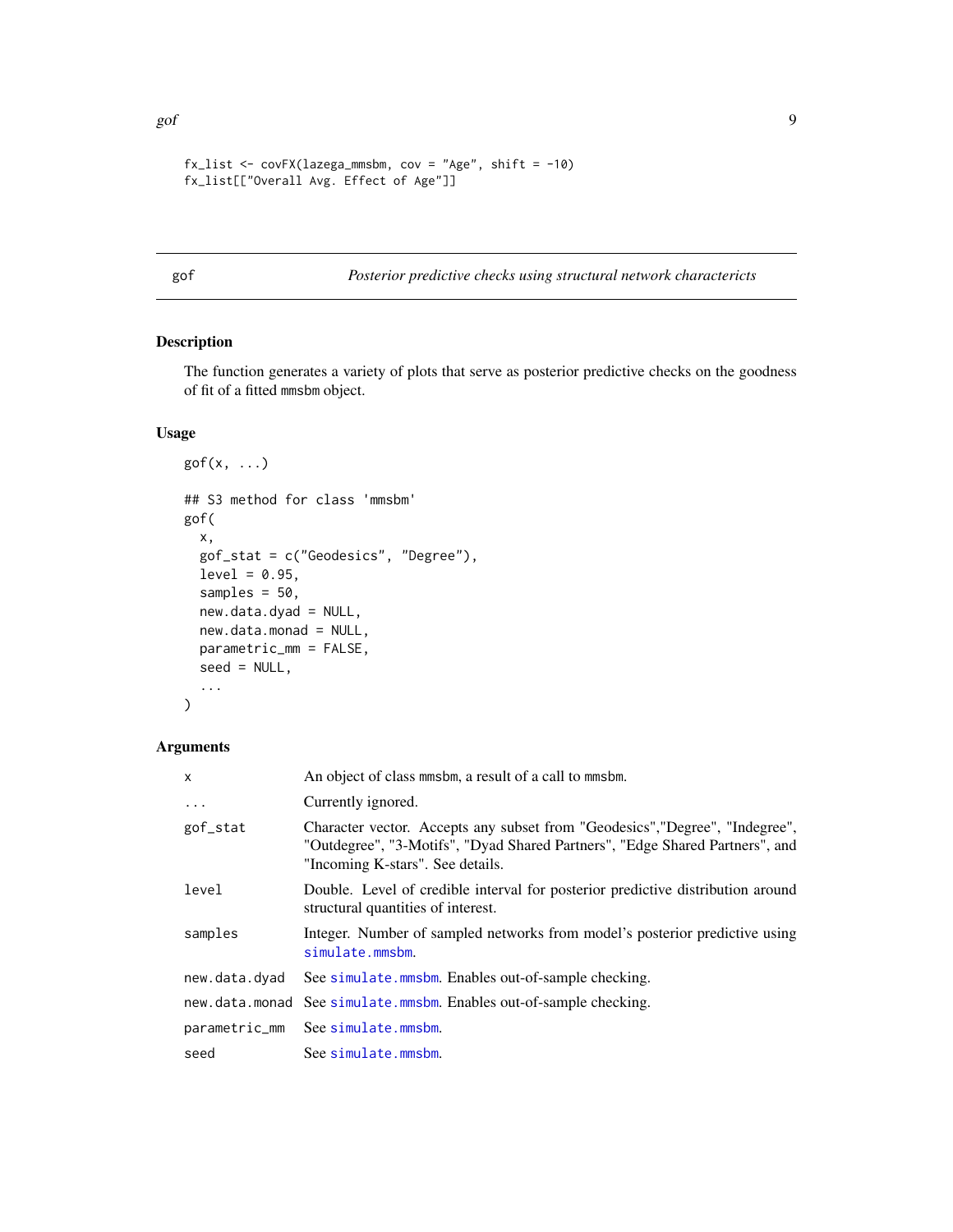```
fx_list <- covFX(lazega_mmsbm, cov = "Age", shift = -10)
fx_list[["Overall Avg. Effect of Age"]]
```

## gof — *Posterior predictive checks using structural network charactericts*

### Description

The function generates a variety of plots that serve as posterior predictive checks on the goodness of fit of a fitted mmsbm object.

### Usage

```
gof(x, ...)

## S3 method for class 'mmsbm'
gof(
  x,
  gof_stat = c("Geodesics", "Degree"),
  level = 0.95,
  samples = 50,
  new.data.dyad = NULL,
  new.data.monad = NULL,
  parametric_mm = FALSE,
  seed = NULL,
  ...
)
```

### Arguments

| | |
|---|---|
| x | An object of class mmsbm, a result of a call to mmsbm. |
| ... | Currently ignored. |
| gof_stat | Character vector. Accepts any subset from "Geodesics","Degree", "Indegree", "Outdegree", "3-Motifs", "Dyad Shared Partners", "Edge Shared Partners", and "Incoming K-stars". See details. |
| level | Double. Level of credible interval for posterior predictive distribution around structural quantities of interest. |
| samples | Integer. Number of sampled networks from model's posterior predictive using simulate.mmsbm. |
| new.data.dyad | See simulate.mmsbm. Enables out-of-sample checking. |
| new.data.monad | See simulate.mmsbm. Enables out-of-sample checking. |
| parametric_mm | See simulate.mmsbm. |
| seed | See simulate.mmsbm. |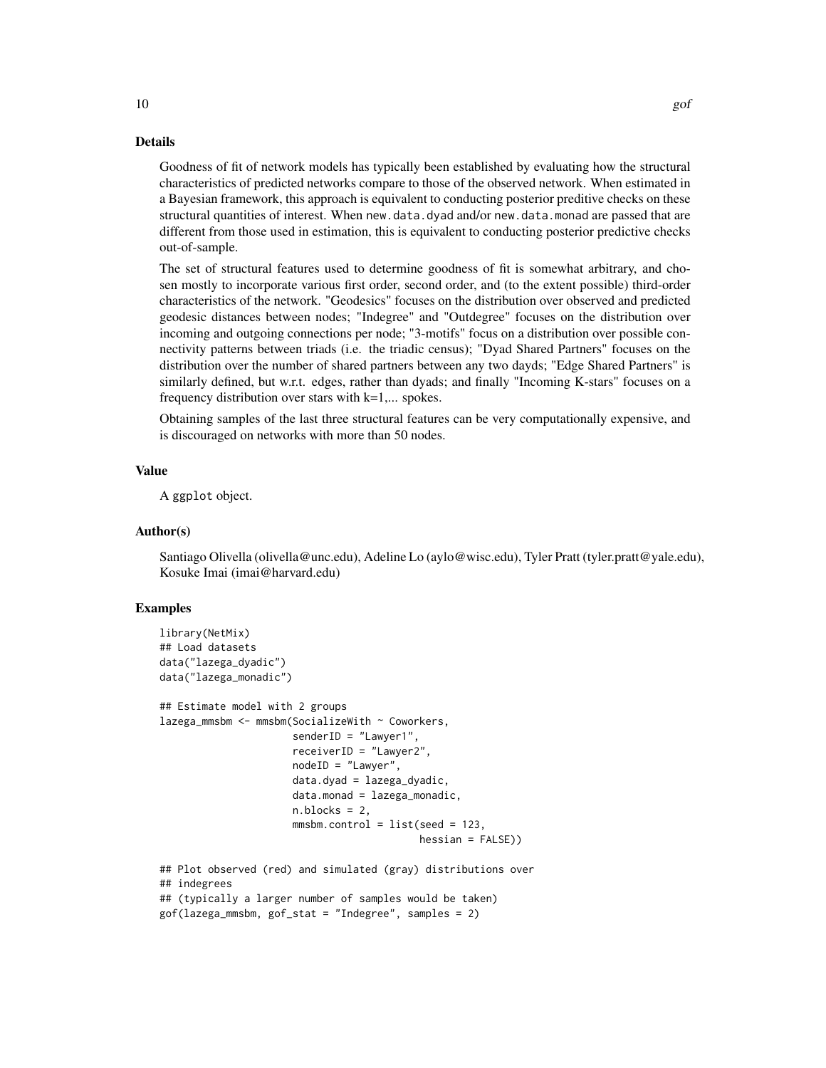## Details

Goodness of fit of network models has typically been established by evaluating how the structural characteristics of predicted networks compare to those of the observed network. When estimated in a Bayesian framework, this approach is equivalent to conducting posterior preditive checks on these structural quantities of interest. When `new.data.dyad` and/or `new.data.monad` are passed that are different from those used in estimation, this is equivalent to conducting posterior predictive checks out-of-sample.

The set of structural features used to determine goodness of fit is somewhat arbitrary, and chosen mostly to incorporate various first order, second order, and (to the extent possible) third-order characteristics of the network. "Geodesics" focuses on the distribution over observed and predicted geodesic distances between nodes; "Indegree" and "Outdegree" focuses on the distribution over incoming and outgoing connections per node; "3-motifs" focus on a distribution over possible connectivity patterns between triads (i.e. the triadic census); "Dyad Shared Partners" focuses on the distribution over the number of shared partners between any two dayds; "Edge Shared Partners" is similarly defined, but w.r.t. edges, rather than dyads; and finally "Incoming K-stars" focuses on a frequency distribution over stars with k=1,... spokes.

Obtaining samples of the last three structural features can be very computationally expensive, and is discouraged on networks with more than 50 nodes.

## Value

A `ggplot` object.

## Author(s)

Santiago Olivella (olivella@unc.edu), Adeline Lo (aylo@wisc.edu), Tyler Pratt (tyler.pratt@yale.edu), Kosuke Imai (imai@harvard.edu)

## Examples

```
library(NetMix)
## Load datasets
data("lazega_dyadic")
data("lazega_monadic")

## Estimate model with 2 groups
lazega_mmsbm <- mmsbm(SocializeWith ~ Coworkers,
                      senderID = "Lawyer1",
                      receiverID = "Lawyer2",
                      nodeID = "Lawyer",
                      data.dyad = lazega_dyadic,
                      data.monad = lazega_monadic,
                      n.blocks = 2,
                      mmsbm.control = list(seed = 123,
                                           hessian = FALSE))

## Plot observed (red) and simulated (gray) distributions over
## indegrees
## (typically a larger number of samples would be taken)
gof(lazega_mmsbm, gof_stat = "Indegree", samples = 2)
```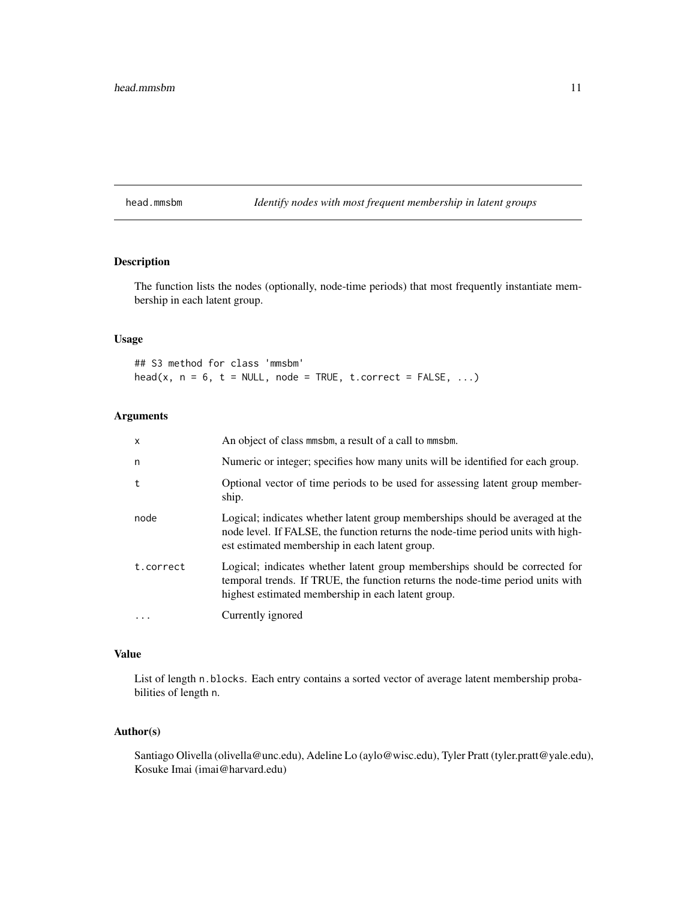## head.mmsbm — *Identify nodes with most frequent membership in latent groups*

### Description

The function lists the nodes (optionally, node-time periods) that most frequently instantiate membership in each latent group.

### Usage

```
## S3 method for class 'mmsbm'
head(x, n = 6, t = NULL, node = TRUE, t.correct = FALSE, ...)
```

### Arguments

| | |
|---|---|
| `x` | An object of class `mmsbm`, a result of a call to `mmsbm`. |
| `n` | Numeric or integer; specifies how many units will be identified for each group. |
| `t` | Optional vector of time periods to be used for assessing latent group membership. |
| `node` | Logical; indicates whether latent group memberships should be averaged at the node level. If FALSE, the function returns the node-time period units with highest estimated membership in each latent group. |
| `t.correct` | Logical; indicates whether latent group memberships should be corrected for temporal trends. If TRUE, the function returns the node-time period units with highest estimated membership in each latent group. |
| `...` | Currently ignored |

### Value

List of length `n.blocks`. Each entry contains a sorted vector of average latent membership probabilities of length `n`.

### Author(s)

Santiago Olivella (olivella@unc.edu), Adeline Lo (aylo@wisc.edu), Tyler Pratt (tyler.pratt@yale.edu), Kosuke Imai (imai@harvard.edu)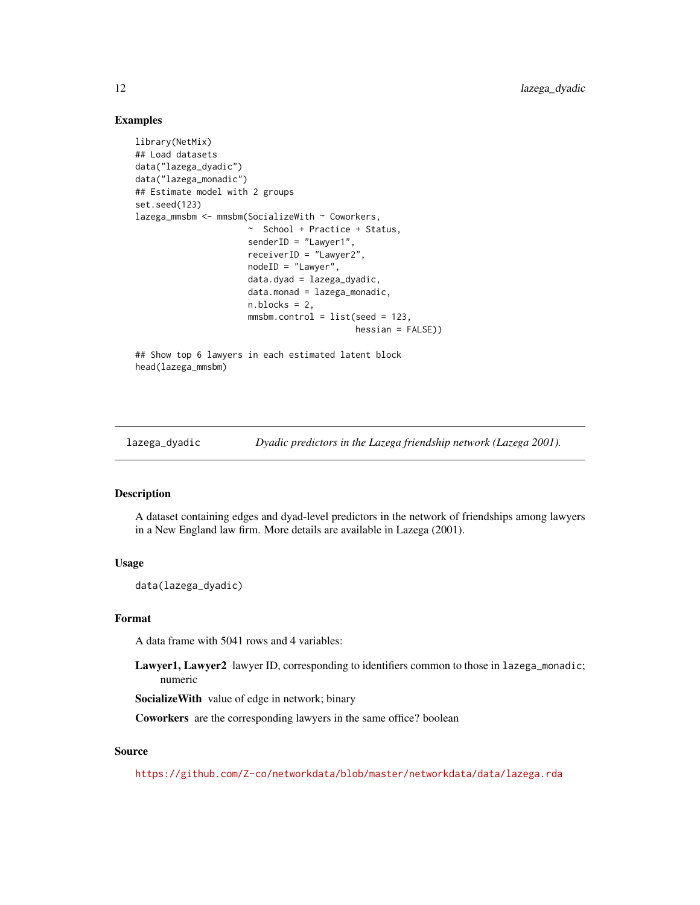### Examples

```
library(NetMix)
## Load datasets
data("lazega_dyadic")
data("lazega_monadic")
## Estimate model with 2 groups
set.seed(123)
lazega_mmsbm <- mmsbm(SocializeWith ~ Coworkers,
                      ~  School + Practice + Status,
                      senderID = "Lawyer1",
                      receiverID = "Lawyer2",
                      nodeID = "Lawyer",
                      data.dyad = lazega_dyadic,
                      data.monad = lazega_monadic,
                      n.blocks = 2,
                      mmsbm.control = list(seed = 123,
                                           hessian = FALSE))

## Show top 6 lawyers in each estimated latent block
head(lazega_mmsbm)
```

---

## lazega_dyadic — *Dyadic predictors in the Lazega friendship network (Lazega 2001).*

### Description

A dataset containing edges and dyad-level predictors in the network of friendships among lawyers in a New England law firm. More details are available in Lazega (2001).

### Usage

```
data(lazega_dyadic)
```

### Format

A data frame with 5041 rows and 4 variables:

**Lawyer1, Lawyer2** lawyer ID, corresponding to identifiers common to those in `lazega_monadic`; numeric

**SocializeWith** value of edge in network; binary

**Coworkers** are the corresponding lawyers in the same office? boolean

### Source

https://github.com/Z-co/networkdata/blob/master/networkdata/data/lazega.rda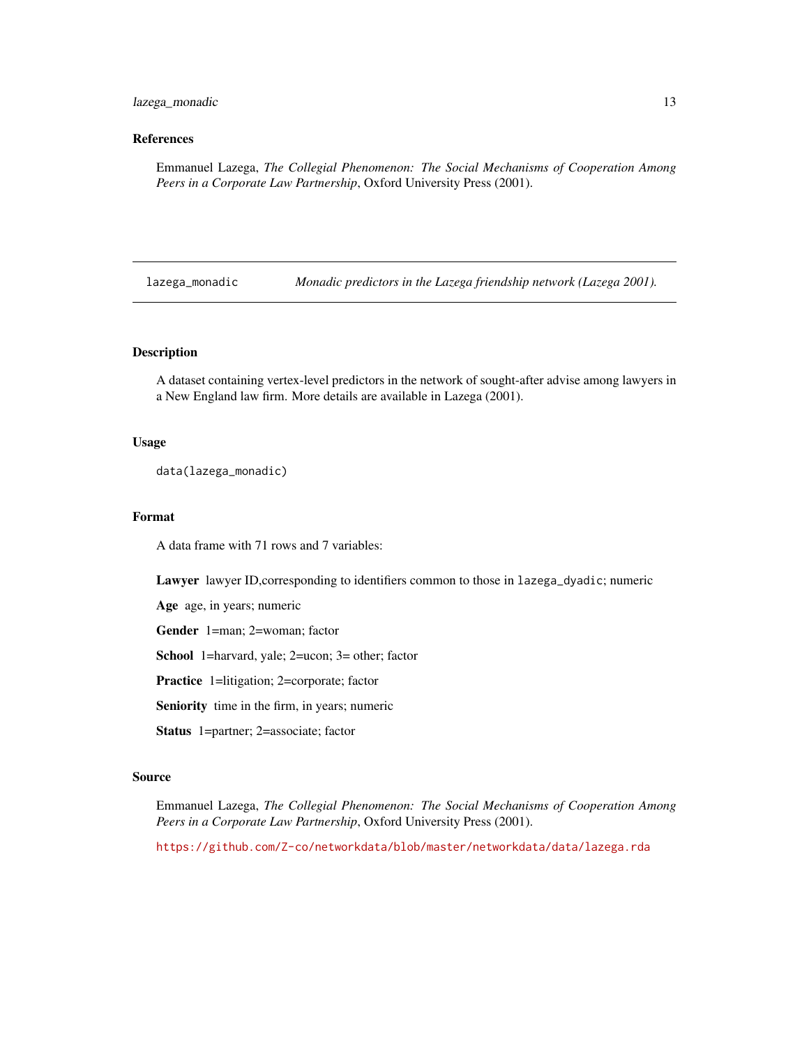## References

Emmanuel Lazega, *The Collegial Phenomenon: The Social Mechanisms of Cooperation Among Peers in a Corporate Law Partnership*, Oxford University Press (2001).

---

`lazega_monadic` *Monadic predictors in the Lazega friendship network (Lazega 2001).*

---

## Description

A dataset containing vertex-level predictors in the network of sought-after advise among lawyers in a New England law firm. More details are available in Lazega (2001).

## Usage

```
data(lazega_monadic)
```

## Format

A data frame with 71 rows and 7 variables:

**Lawyer** lawyer ID,corresponding to identifiers common to those in `lazega_dyadic`; numeric

**Age** age, in years; numeric

**Gender** 1=man; 2=woman; factor

**School** 1=harvard, yale; 2=ucon; 3= other; factor

**Practice** 1=litigation; 2=corporate; factor

**Seniority** time in the firm, in years; numeric

**Status** 1=partner; 2=associate; factor

## Source

Emmanuel Lazega, *The Collegial Phenomenon: The Social Mechanisms of Cooperation Among Peers in a Corporate Law Partnership*, Oxford University Press (2001).

https://github.com/Z-co/networkdata/blob/master/networkdata/data/lazega.rda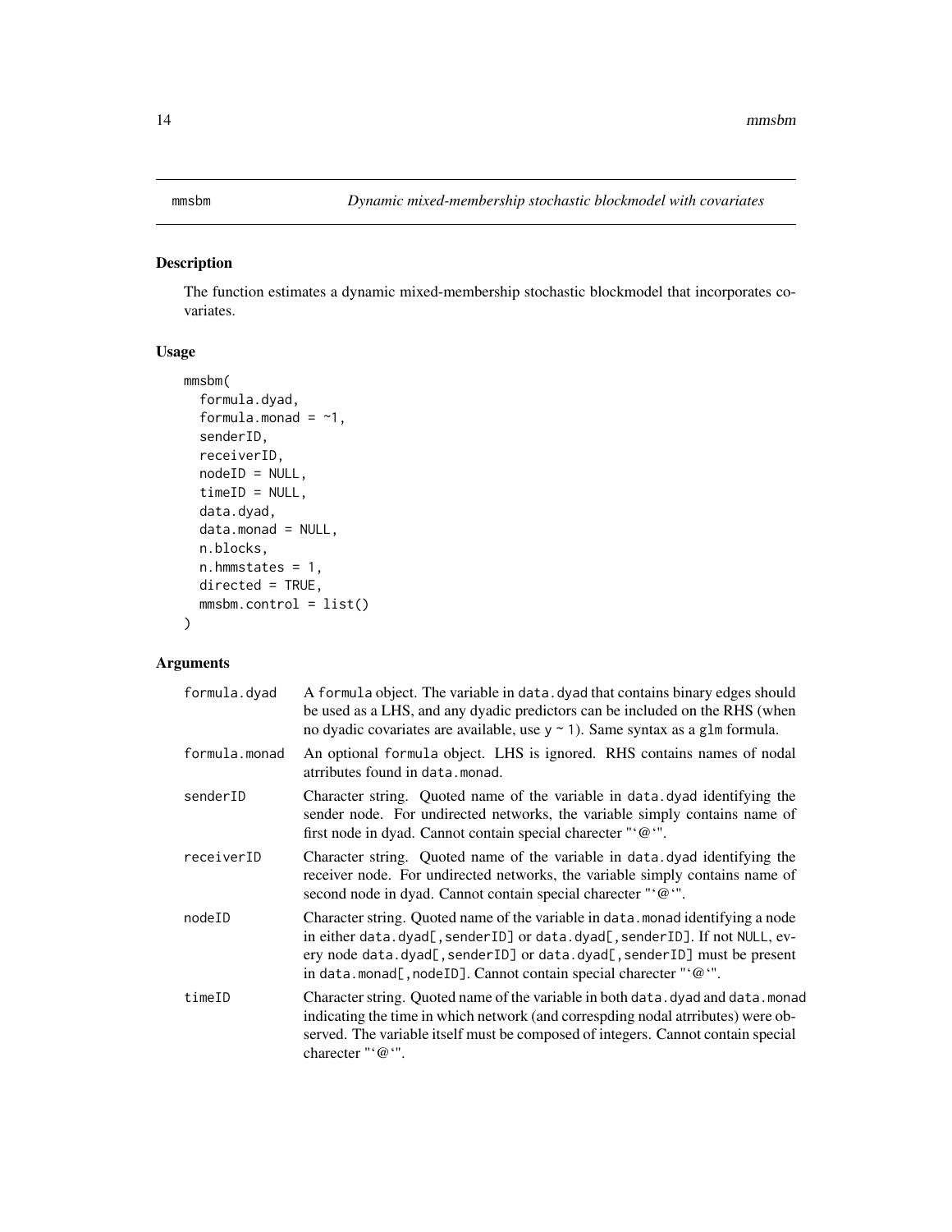mmsbm — *Dynamic mixed-membership stochastic blockmodel with covariates*

## Description

The function estimates a dynamic mixed-membership stochastic blockmodel that incorporates covariates.

## Usage

```
mmsbm(
  formula.dyad,
  formula.monad = ~1,
  senderID,
  receiverID,
  nodeID = NULL,
  timeID = NULL,
  data.dyad,
  data.monad = NULL,
  n.blocks,
  n.hmmstates = 1,
  directed = TRUE,
  mmsbm.control = list()
)
```

## Arguments

| | |
|---|---|
| formula.dyad | A `formula` object. The variable in `data.dyad` that contains binary edges should be used as a LHS, and any dyadic predictors can be included on the RHS (when no dyadic covariates are available, use `y ~ 1`). Same syntax as a `glm` formula. |
| formula.monad | An optional `formula` object. LHS is ignored. RHS contains names of nodal atrributes found in `data.monad`. |
| senderID | Character string. Quoted name of the variable in `data.dyad` identifying the sender node. For undirected networks, the variable simply contains name of first node in dyad. Cannot contain special charecter "`@`". |
| receiverID | Character string. Quoted name of the variable in `data.dyad` identifying the receiver node. For undirected networks, the variable simply contains name of second node in dyad. Cannot contain special charecter "`@`". |
| nodeID | Character string. Quoted name of the variable in `data.monad` identifying a node in either `data.dyad[,senderID]` or `data.dyad[,senderID]`. If not `NULL`, every node `data.dyad[,senderID]` or `data.dyad[,senderID]` must be present in `data.monad[,nodeID]`. Cannot contain special charecter "`@`". |
| timeID | Character string. Quoted name of the variable in both `data.dyad` and `data.monad` indicating the time in which network (and correspding nodal atrributes) were observed. The variable itself must be composed of integers. Cannot contain special charecter "`@`". |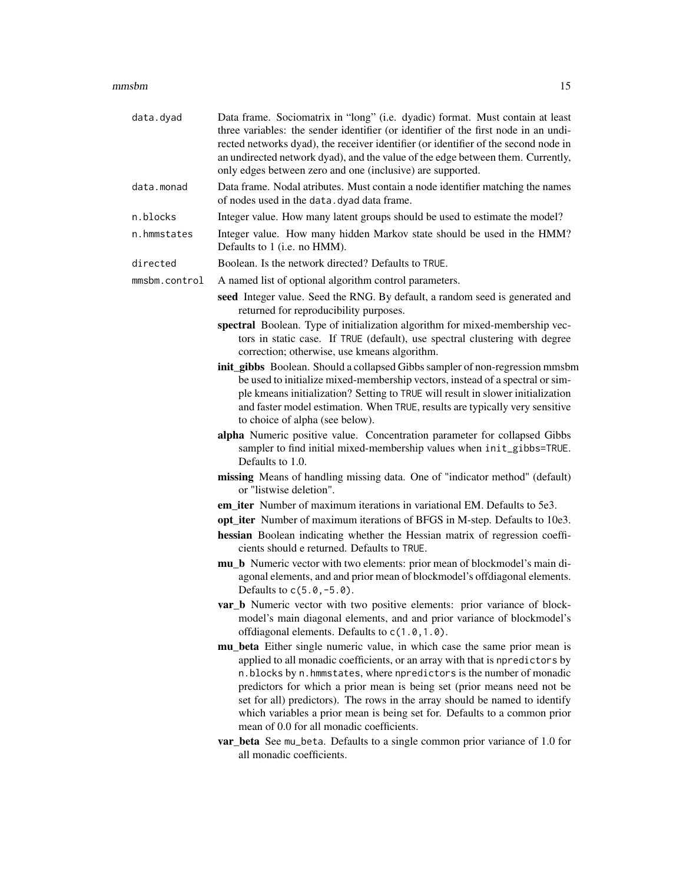**data.dyad** Data frame. Sociomatrix in "long" (i.e. dyadic) format. Must contain at least three variables: the sender identifier (or identifier of the first node in an undirected networks dyad), the receiver identifier (or identifier of the second node in an undirected network dyad), and the value of the edge between them. Currently, only edges between zero and one (inclusive) are supported.

**data.monad** Data frame. Nodal atributes. Must contain a node identifier matching the names of nodes used in the `data.dyad` data frame.

**n.blocks** Integer value. How many latent groups should be used to estimate the model?

**n.hmmstates** Integer value. How many hidden Markov state should be used in the HMM? Defaults to 1 (i.e. no HMM).

**directed** Boolean. Is the network directed? Defaults to `TRUE`.

**mmsbm.control** A named list of optional algorithm control parameters.

- **seed** Integer value. Seed the RNG. By default, a random seed is generated and returned for reproducibility purposes.
- **spectral** Boolean. Type of initialization algorithm for mixed-membership vectors in static case. If `TRUE` (default), use spectral clustering with degree correction; otherwise, use kmeans algorithm.
- **init_gibbs** Boolean. Should a collapsed Gibbs sampler of non-regression mmsbm be used to initialize mixed-membership vectors, instead of a spectral or simple kmeans initialization? Setting to `TRUE` will result in slower initialization and faster model estimation. When `TRUE`, results are typically very sensitive to choice of alpha (see below).
- **alpha** Numeric positive value. Concentration parameter for collapsed Gibbs sampler to find initial mixed-membership values when `init_gibbs=TRUE`. Defaults to 1.0.
- **missing** Means of handling missing data. One of "indicator method" (default) or "listwise deletion".
- **em_iter** Number of maximum iterations in variational EM. Defaults to 5e3.
- **opt_iter** Number of maximum iterations of BFGS in M-step. Defaults to 10e3.
- **hessian** Boolean indicating whether the Hessian matrix of regression coefficients should e returned. Defaults to `TRUE`.
- **mu_b** Numeric vector with two elements: prior mean of blockmodel's main diagonal elements, and and prior mean of blockmodel's offdiagonal elements. Defaults to `c(5.0,-5.0)`.
- **var_b** Numeric vector with two positive elements: prior variance of blockmodel's main diagonal elements, and and prior variance of blockmodel's offdiagonal elements. Defaults to `c(1.0,1.0)`.
- **mu_beta** Either single numeric value, in which case the same prior mean is applied to all monadic coefficients, or an array with that is `npredictors` by `n.blocks` by `n.hmmstates`, where `npredictors` is the number of monadic predictors for which a prior mean is being set (prior means need not be set for all) predictors). The rows in the array should be named to identify which variables a prior mean is being set for. Defaults to a common prior mean of 0.0 for all monadic coefficients.
- **var_beta** See `mu_beta`. Defaults to a single common prior variance of 1.0 for all monadic coefficients.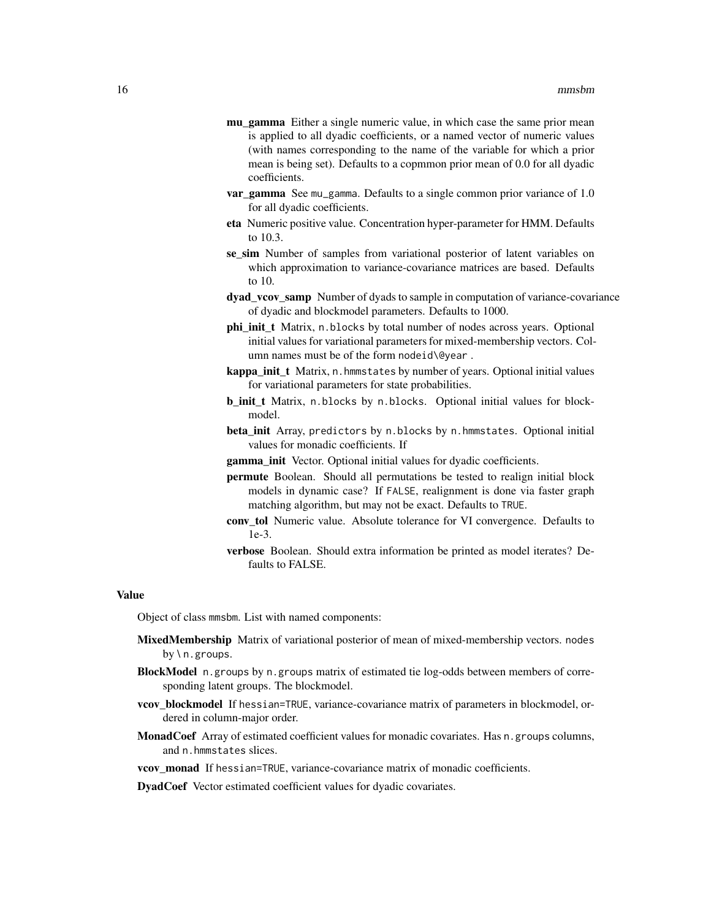**mu_gamma** Either a single numeric value, in which case the same prior mean is applied to all dyadic coefficients, or a named vector of numeric values (with names corresponding to the name of the variable for which a prior mean is being set). Defaults to a copmmon prior mean of 0.0 for all dyadic coefficients.

**var_gamma** See `mu_gamma`. Defaults to a single common prior variance of 1.0 for all dyadic coefficients.

**eta** Numeric positive value. Concentration hyper-parameter for HMM. Defaults to 10.3.

**se_sim** Number of samples from variational posterior of latent variables on which approximation to variance-covariance matrices are based. Defaults to 10.

**dyad_vcov_samp** Number of dyads to sample in computation of variance-covariance of dyadic and blockmodel parameters. Defaults to 1000.

**phi_init_t** Matrix, `n.blocks` by total number of nodes across years. Optional initial values for variational parameters for mixed-membership vectors. Column names must be of the form `nodeid\@year` .

**kappa_init_t** Matrix, `n.hmmstates` by number of years. Optional initial values for variational parameters for state probabilities.

**b_init_t** Matrix, `n.blocks` by `n.blocks`. Optional initial values for blockmodel.

**beta_init** Array, `predictors` by `n.blocks` by `n.hmmstates`. Optional initial values for monadic coefficients. If

**gamma_init** Vector. Optional initial values for dyadic coefficients.

**permute** Boolean. Should all permutations be tested to realign initial block models in dynamic case? If `FALSE`, realignment is done via faster graph matching algorithm, but may not be exact. Defaults to `TRUE`.

**conv_tol** Numeric value. Absolute tolerance for VI convergence. Defaults to 1e-3.

**verbose** Boolean. Should extra information be printed as model iterates? Defaults to FALSE.

## Value

Object of class `mmsbm`. List with named components:

**MixedMembership** Matrix of variational posterior of mean of mixed-membership vectors. `nodes` by `\ n.groups`.

**BlockModel** `n.groups` by `n.groups` matrix of estimated tie log-odds between members of corresponding latent groups. The blockmodel.

**vcov_blockmodel** If `hessian=TRUE`, variance-covariance matrix of parameters in blockmodel, ordered in column-major order.

**MonadCoef** Array of estimated coefficient values for monadic covariates. Has `n.groups` columns, and `n.hmmstates` slices.

**vcov_monad** If `hessian=TRUE`, variance-covariance matrix of monadic coefficients.

**DyadCoef** Vector estimated coefficient values for dyadic covariates.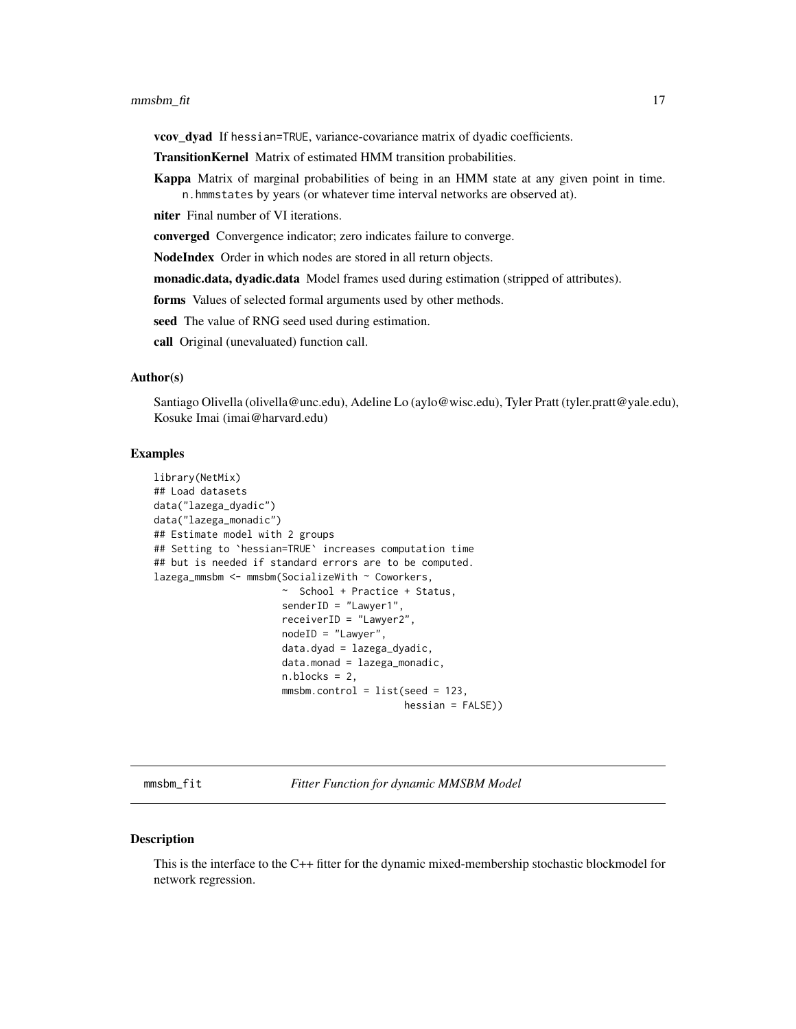**vcov_dyad** If hessian=TRUE, variance-covariance matrix of dyadic coefficients.

**TransitionKernel** Matrix of estimated HMM transition probabilities.

**Kappa** Matrix of marginal probabilities of being in an HMM state at any given point in time. n.hmmstates by years (or whatever time interval networks are observed at).

**niter** Final number of VI iterations.

**converged** Convergence indicator; zero indicates failure to converge.

**NodeIndex** Order in which nodes are stored in all return objects.

**monadic.data, dyadic.data** Model frames used during estimation (stripped of attributes).

**forms** Values of selected formal arguments used by other methods.

**seed** The value of RNG seed used during estimation.

**call** Original (unevaluated) function call.

### Author(s)

Santiago Olivella (olivella@unc.edu), Adeline Lo (aylo@wisc.edu), Tyler Pratt (tyler.pratt@yale.edu), Kosuke Imai (imai@harvard.edu)

### Examples

```
library(NetMix)
## Load datasets
data("lazega_dyadic")
data("lazega_monadic")
## Estimate model with 2 groups
## Setting to `hessian=TRUE` increases computation time
## but is needed if standard errors are to be computed.
lazega_mmsbm <- mmsbm(SocializeWith ~ Coworkers,
                      ~  School + Practice + Status,
                      senderID = "Lawyer1",
                      receiverID = "Lawyer2",
                      nodeID = "Lawyer",
                      data.dyad = lazega_dyadic,
                      data.monad = lazega_monadic,
                      n.blocks = 2,
                      mmsbm.control = list(seed = 123,
                                           hessian = FALSE))
```

---

## mmsbm_fit — *Fitter Function for dynamic MMSBM Model*

### Description

This is the interface to the C++ fitter for the dynamic mixed-membership stochastic blockmodel for network regression.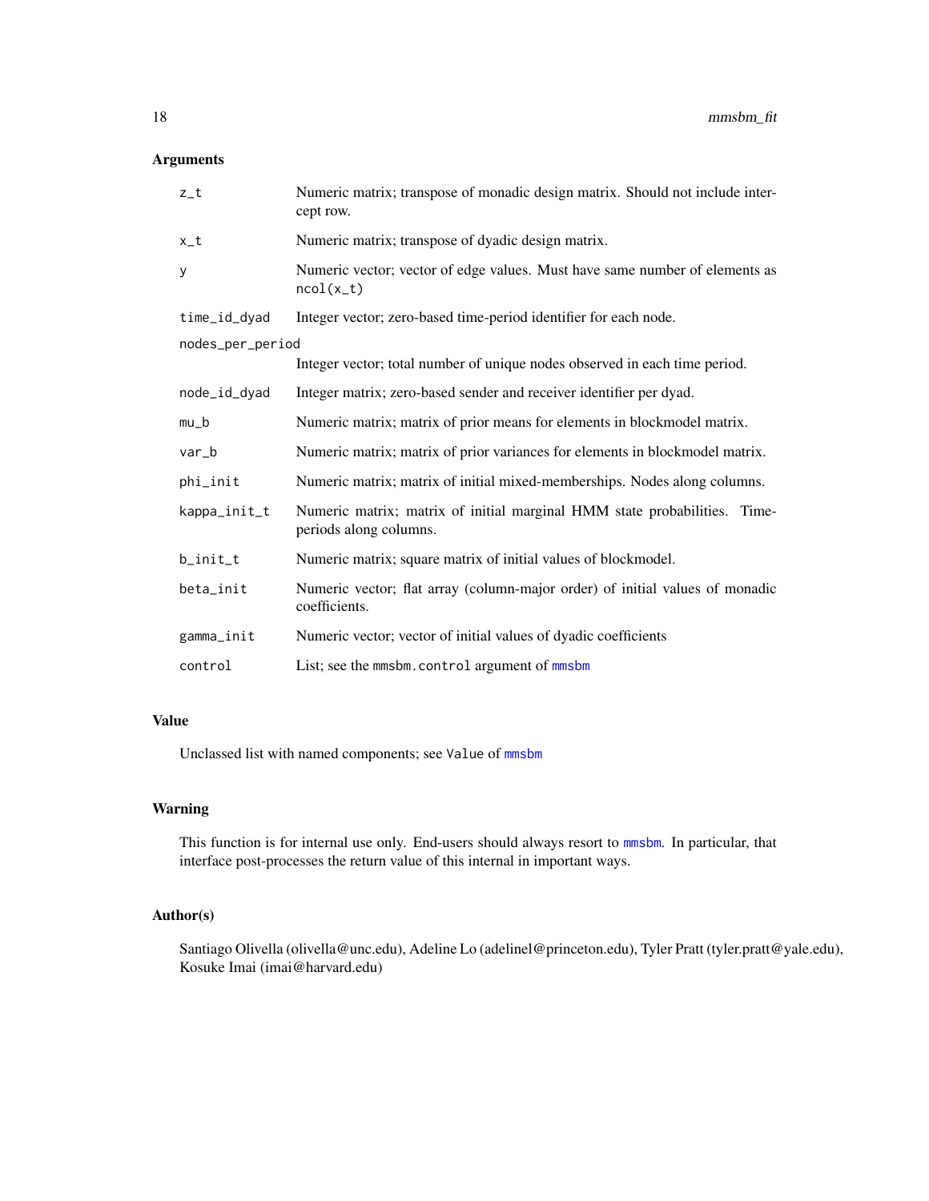## Arguments

| | |
|---|---|
| `z_t` | Numeric matrix; transpose of monadic design matrix. Should not include intercept row. |
| `x_t` | Numeric matrix; transpose of dyadic design matrix. |
| `y` | Numeric vector; vector of edge values. Must have same number of elements as `ncol(x_t)` |
| `time_id_dyad` | Integer vector; zero-based time-period identifier for each node. |
| `nodes_per_period` | Integer vector; total number of unique nodes observed in each time period. |
| `node_id_dyad` | Integer matrix; zero-based sender and receiver identifier per dyad. |
| `mu_b` | Numeric matrix; matrix of prior means for elements in blockmodel matrix. |
| `var_b` | Numeric matrix; matrix of prior variances for elements in blockmodel matrix. |
| `phi_init` | Numeric matrix; matrix of initial mixed-memberships. Nodes along columns. |
| `kappa_init_t` | Numeric matrix; matrix of initial marginal HMM state probabilities. Time-periods along columns. |
| `b_init_t` | Numeric matrix; square matrix of initial values of blockmodel. |
| `beta_init` | Numeric vector; flat array (column-major order) of initial values of monadic coefficients. |
| `gamma_init` | Numeric vector; vector of initial values of dyadic coefficients |
| `control` | List; see the `mmsbm.control` argument of `mmsbm` |

## Value

Unclassed list with named components; see `Value` of `mmsbm`

## Warning

This function is for internal use only. End-users should always resort to `mmsbm`. In particular, that interface post-processes the return value of this internal in important ways.

## Author(s)

Santiago Olivella (olivella@unc.edu), Adeline Lo (adelinel@princeton.edu), Tyler Pratt (tyler.pratt@yale.edu), Kosuke Imai (imai@harvard.edu)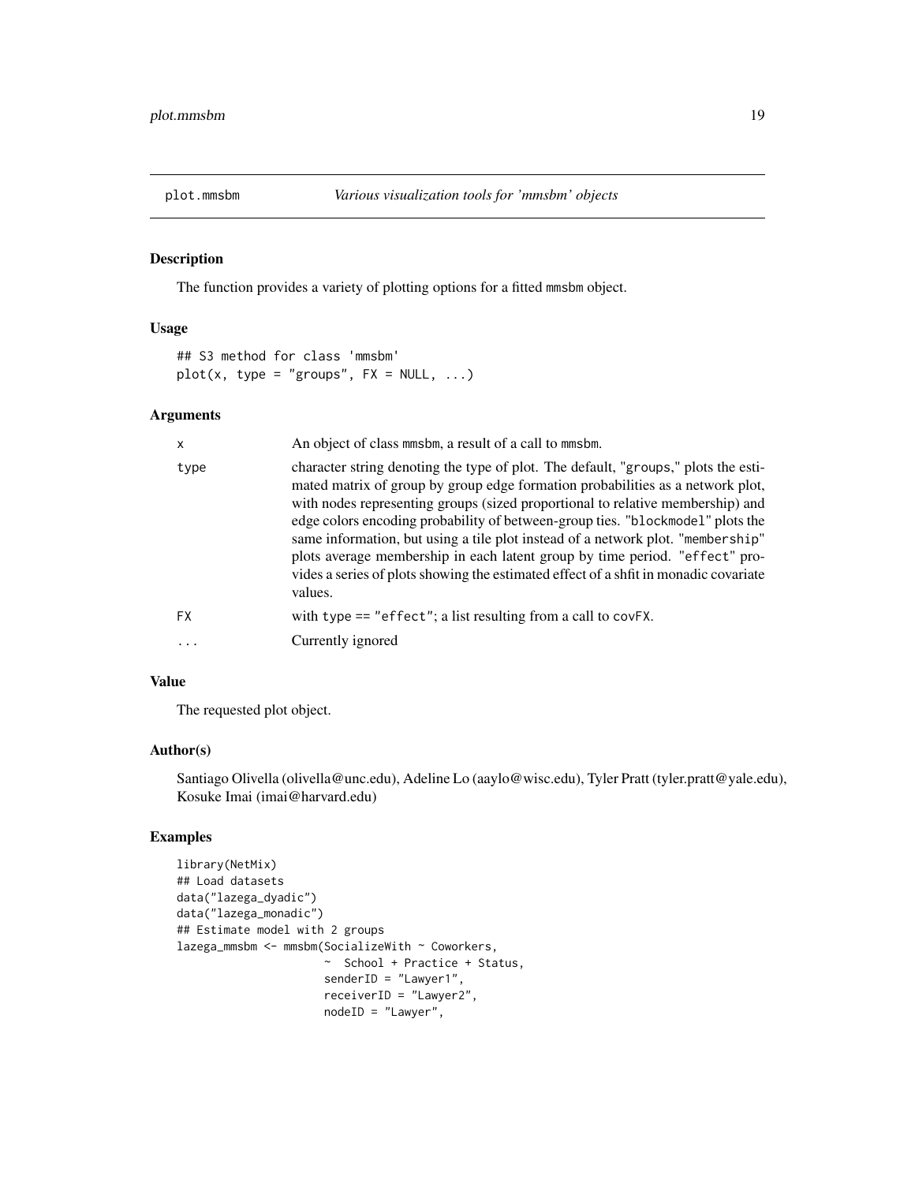## plot.mmsbm — *Various visualization tools for 'mmsbm' objects*

### Description

The function provides a variety of plotting options for a fitted mmsbm object.

### Usage

```
## S3 method for class 'mmsbm'
plot(x, type = "groups", FX = NULL, ...)
```

### Arguments

| | |
|---|---|
| x | An object of class mmsbm, a result of a call to mmsbm. |
| type | character string denoting the type of plot. The default, "groups," plots the estimated matrix of group by group edge formation probabilities as a network plot, with nodes representing groups (sized proportional to relative membership) and edge colors encoding probability of between-group ties. "blockmodel" plots the same information, but using a tile plot instead of a network plot. "membership" plots average membership in each latent group by time period. "effect" provides a series of plots showing the estimated effect of a shfit in monadic covariate values. |
| FX | with type == "effect"; a list resulting from a call to covFX. |
| ... | Currently ignored |

### Value

The requested plot object.

### Author(s)

Santiago Olivella (olivella@unc.edu), Adeline Lo (aaylo@wisc.edu), Tyler Pratt (tyler.pratt@yale.edu), Kosuke Imai (imai@harvard.edu)

### Examples

```
library(NetMix)
## Load datasets
data("lazega_dyadic")
data("lazega_monadic")
## Estimate model with 2 groups
lazega_mmsbm <- mmsbm(SocializeWith ~ Coworkers,
                      ~  School + Practice + Status,
                      senderID = "Lawyer1",
                      receiverID = "Lawyer2",
                      nodeID = "Lawyer",
```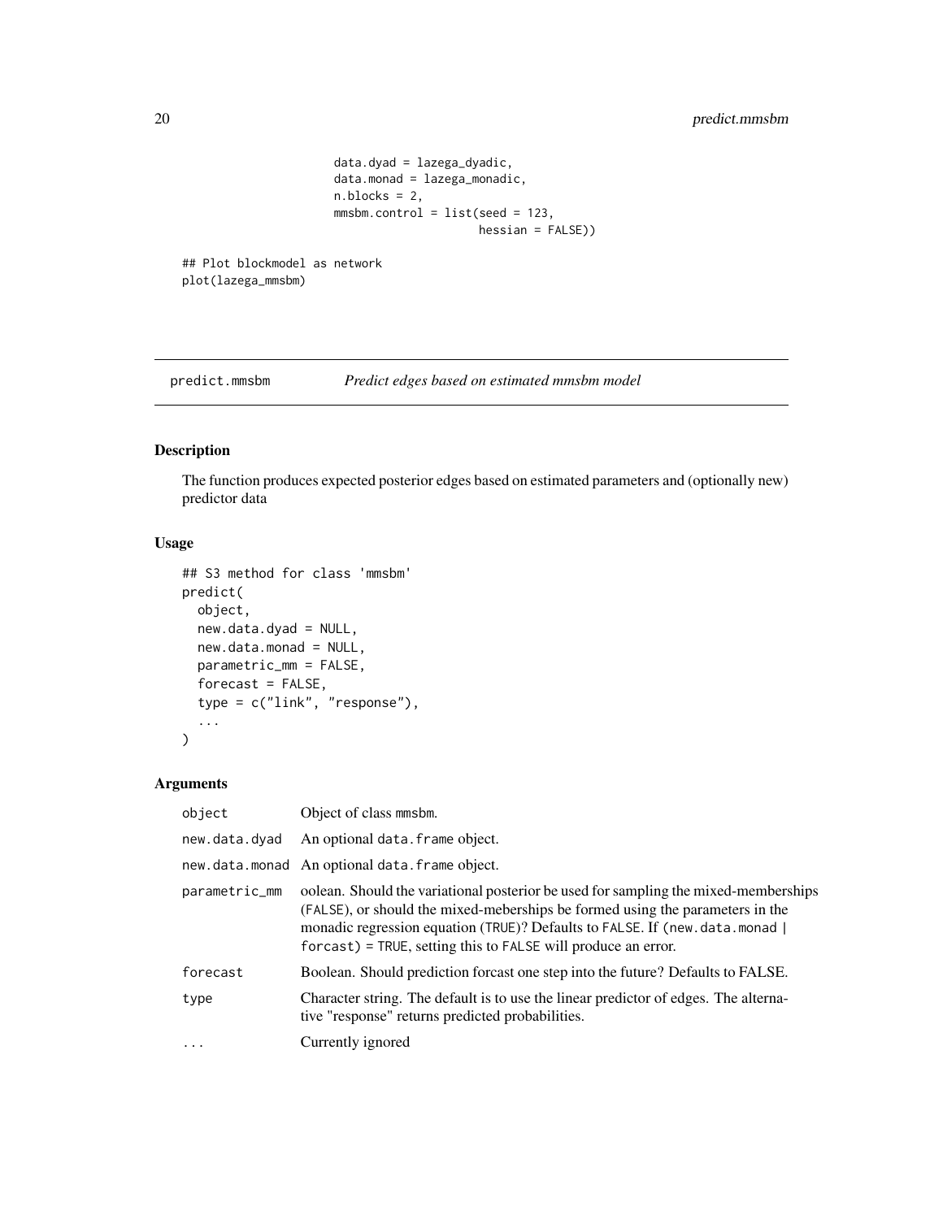```
                     data.dyad = lazega_dyadic,
                     data.monad = lazega_monadic,
                     n.blocks = 2,
                     mmsbm.control = list(seed = 123,
                                          hessian = FALSE))

## Plot blockmodel as network
plot(lazega_mmsbm)
```

---

predict.mmsbm *Predict edges based on estimated mmsbm model*

---

## Description

The function produces expected posterior edges based on estimated parameters and (optionally new) predictor data

## Usage

```
## S3 method for class 'mmsbm'
predict(
  object,
  new.data.dyad = NULL,
  new.data.monad = NULL,
  parametric_mm = FALSE,
  forecast = FALSE,
  type = c("link", "response"),
  ...
)
```

## Arguments

| | |
|---|---|
| object | Object of class mmsbm. |
| new.data.dyad | An optional data.frame object. |
| new.data.monad | An optional data.frame object. |
| parametric_mm | oolean. Should the variational posterior be used for sampling the mixed-memberships (FALSE), or should the mixed-meberships be formed using the parameters in the monadic regression equation (TRUE)? Defaults to FALSE. If (new.data.monad \| forcast) = TRUE, setting this to FALSE will produce an error. |
| forecast | Boolean. Should prediction forcast one step into the future? Defaults to FALSE. |
| type | Character string. The default is to use the linear predictor of edges. The alternative "response" returns predicted probabilities. |
| ... | Currently ignored |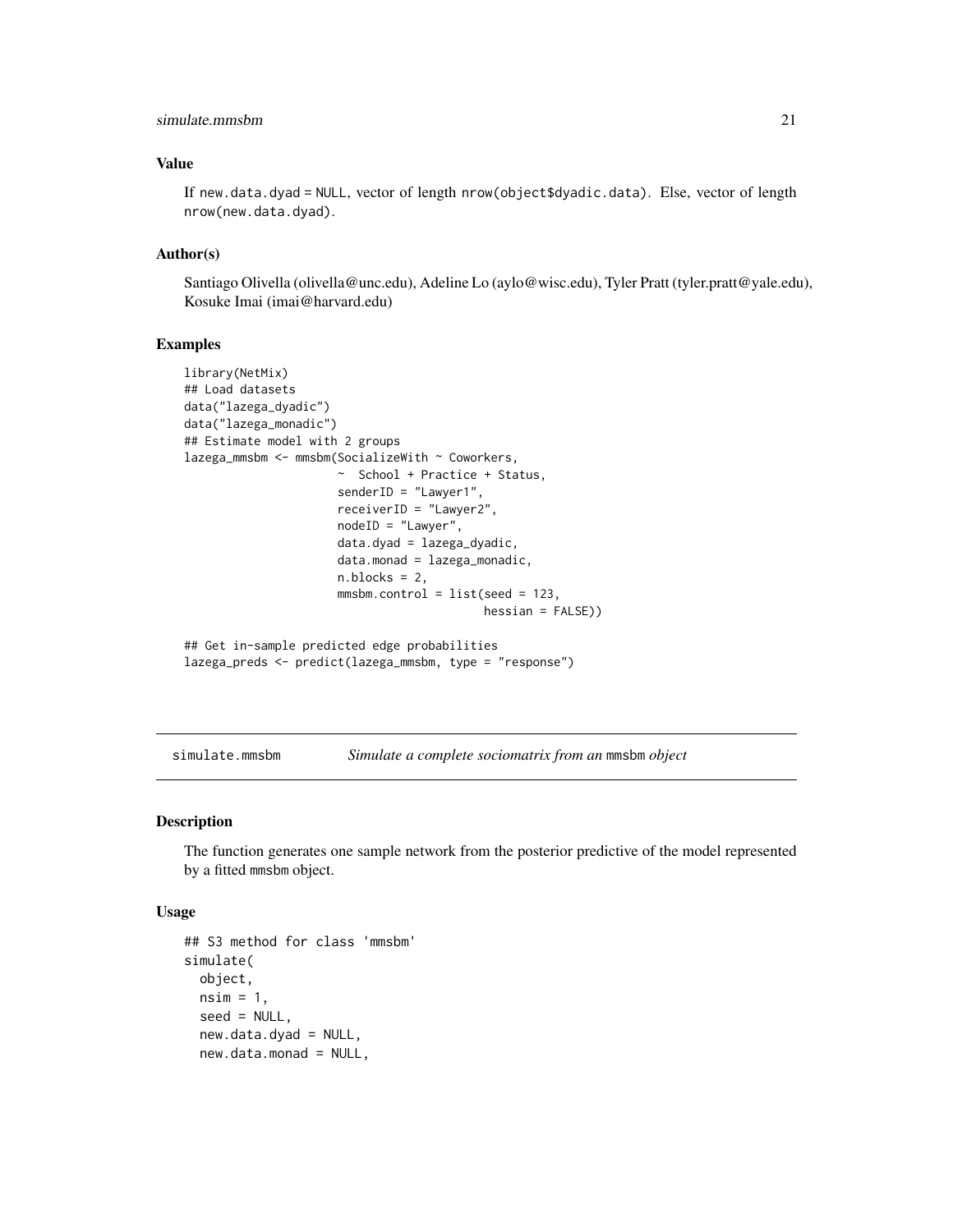### Value

If `new.data.dyad = NULL`, vector of length `nrow(object$dyadic.data)`. Else, vector of length `nrow(new.data.dyad)`.

### Author(s)

Santiago Olivella (olivella@unc.edu), Adeline Lo (aylo@wisc.edu), Tyler Pratt (tyler.pratt@yale.edu), Kosuke Imai (imai@harvard.edu)

### Examples

```
library(NetMix)
## Load datasets
data("lazega_dyadic")
data("lazega_monadic")
## Estimate model with 2 groups
lazega_mmsbm <- mmsbm(SocializeWith ~ Coworkers,
                      ~  School + Practice + Status,
                      senderID = "Lawyer1",
                      receiverID = "Lawyer2",
                      nodeID = "Lawyer",
                      data.dyad = lazega_dyadic,
                      data.monad = lazega_monadic,
                      n.blocks = 2,
                      mmsbm.control = list(seed = 123,
                                           hessian = FALSE))

## Get in-sample predicted edge probabilities
lazega_preds <- predict(lazega_mmsbm, type = "response")
```

---

## simulate.mmsbm    *Simulate a complete sociomatrix from an* `mmsbm` *object*

### Description

The function generates one sample network from the posterior predictive of the model represented by a fitted `mmsbm` object.

### Usage

```
## S3 method for class 'mmsbm'
simulate(
  object,
  nsim = 1,
  seed = NULL,
  new.data.dyad = NULL,
  new.data.monad = NULL,
```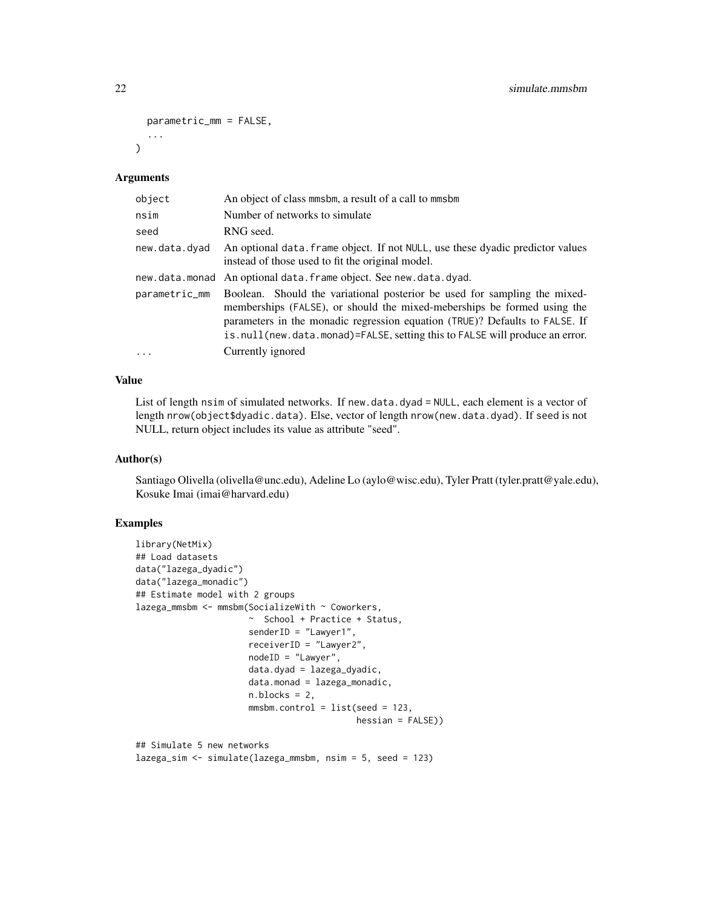```
  parametric_mm = FALSE,
  ...
)
```

### Arguments

| | |
|---|---|
| object | An object of class mmsbm, a result of a call to mmsbm |
| nsim | Number of networks to simulate |
| seed | RNG seed. |
| new.data.dyad | An optional data.frame object. If not NULL, use these dyadic predictor values instead of those used to fit the original model. |
| new.data.monad | An optional data.frame object. See new.data.dyad. |
| parametric_mm | Boolean. Should the variational posterior be used for sampling the mixed-memberships (FALSE), or should the mixed-meberships be formed using the parameters in the monadic regression equation (TRUE)? Defaults to FALSE. If is.null(new.data.monad)=FALSE, setting this to FALSE will produce an error. |
| ... | Currently ignored |

### Value

List of length nsim of simulated networks. If new.data.dyad = NULL, each element is a vector of length nrow(object$dyadic.data). Else, vector of length nrow(new.data.dyad). If seed is not NULL, return object includes its value as attribute "seed".

### Author(s)

Santiago Olivella (olivella@unc.edu), Adeline Lo (aylo@wisc.edu), Tyler Pratt (tyler.pratt@yale.edu), Kosuke Imai (imai@harvard.edu)

### Examples

```
library(NetMix)
## Load datasets
data("lazega_dyadic")
data("lazega_monadic")
## Estimate model with 2 groups
lazega_mmsbm <- mmsbm(SocializeWith ~ Coworkers,
                      ~  School + Practice + Status,
                      senderID = "Lawyer1",
                      receiverID = "Lawyer2",
                      nodeID = "Lawyer",
                      data.dyad = lazega_dyadic,
                      data.monad = lazega_monadic,
                      n.blocks = 2,
                      mmsbm.control = list(seed = 123,
                                           hessian = FALSE))

## Simulate 5 new networks
lazega_sim <- simulate(lazega_mmsbm, nsim = 5, seed = 123)
```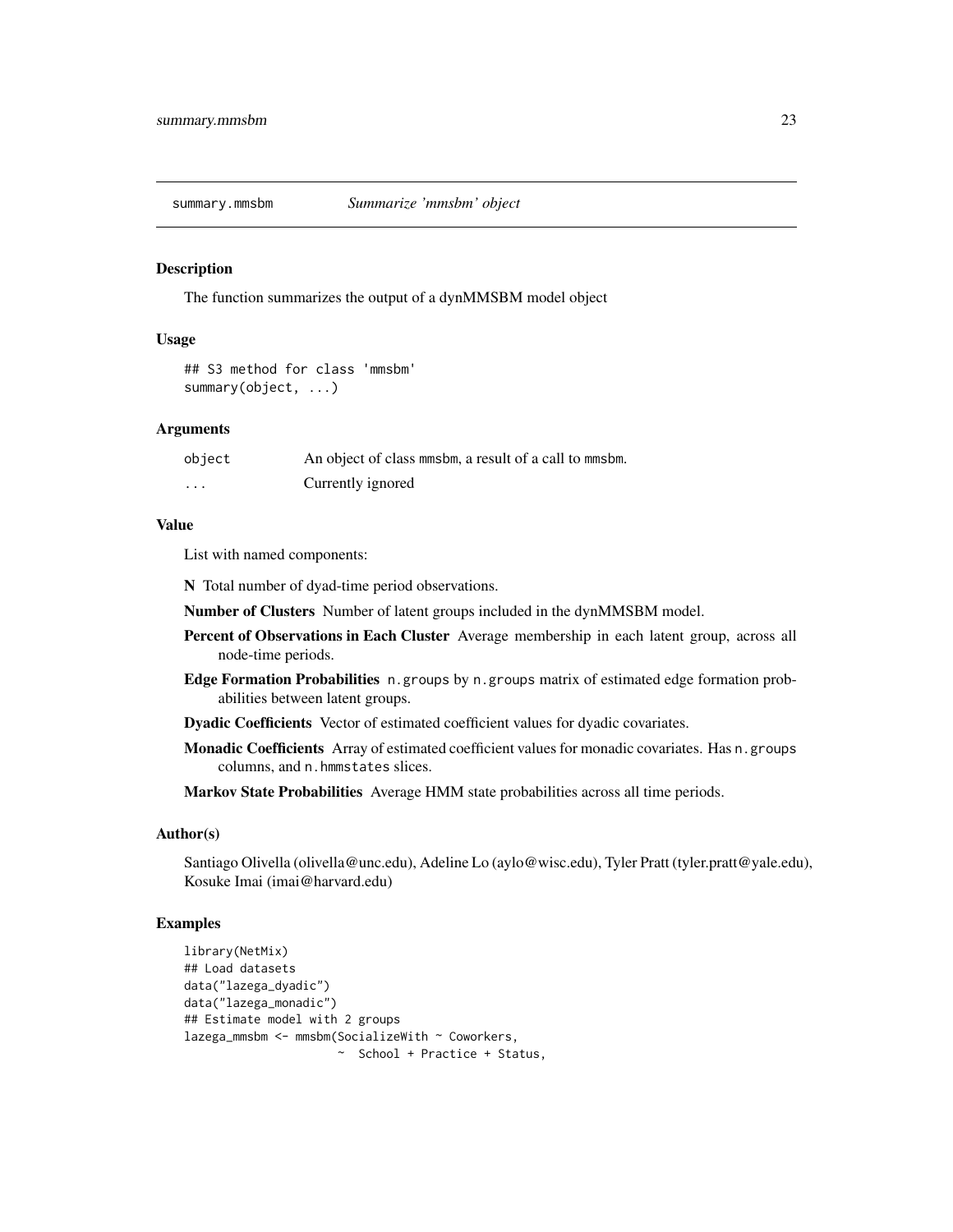summary.mmsbm        *Summarize 'mmsbm' object*

## Description

The function summarizes the output of a dynMMSBM model object

## Usage

```
## S3 method for class 'mmsbm'
summary(object, ...)
```

## Arguments

| | |
|---|---|
| object | An object of class mmsbm, a result of a call to mmsbm. |
| ... | Currently ignored |

## Value

List with named components:

**N** Total number of dyad-time period observations.

**Number of Clusters** Number of latent groups included in the dynMMSBM model.

**Percent of Observations in Each Cluster** Average membership in each latent group, across all node-time periods.

**Edge Formation Probabilities** `n.groups` by `n.groups` matrix of estimated edge formation probabilities between latent groups.

**Dyadic Coefficients** Vector of estimated coefficient values for dyadic covariates.

**Monadic Coefficients** Array of estimated coefficient values for monadic covariates. Has `n.groups` columns, and `n.hmmstates` slices.

**Markov State Probabilities** Average HMM state probabilities across all time periods.

## Author(s)

Santiago Olivella (olivella@unc.edu), Adeline Lo (aylo@wisc.edu), Tyler Pratt (tyler.pratt@yale.edu), Kosuke Imai (imai@harvard.edu)

## Examples

```
library(NetMix)
## Load datasets
data("lazega_dyadic")
data("lazega_monadic")
## Estimate model with 2 groups
lazega_mmsbm <- mmsbm(SocializeWith ~ Coworkers,
                      ~  School + Practice + Status,
```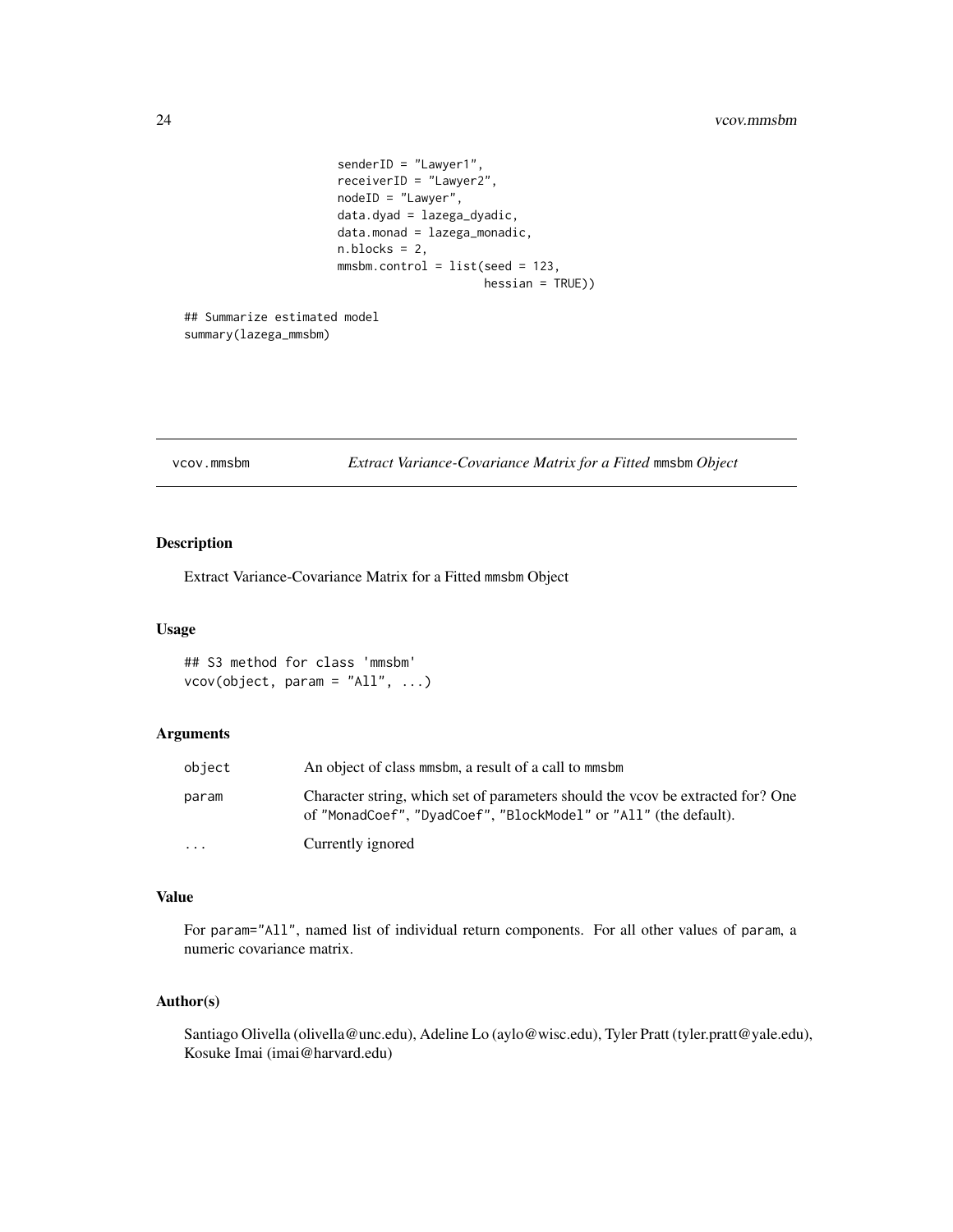```
                    senderID = "Lawyer1",
                    receiverID = "Lawyer2",
                    nodeID = "Lawyer",
                    data.dyad = lazega_dyadic,
                    data.monad = lazega_monadic,
                    n.blocks = 2,
                    mmsbm.control = list(seed = 123,
                                         hessian = TRUE))

## Summarize estimated model
summary(lazega_mmsbm)
```

---

## vcov.mmsbm — *Extract Variance-Covariance Matrix for a Fitted* mmsbm *Object*

---

### Description

Extract Variance-Covariance Matrix for a Fitted mmsbm Object

### Usage

```
## S3 method for class 'mmsbm'
vcov(object, param = "All", ...)
```

### Arguments

| | |
|---|---|
| object | An object of class mmsbm, a result of a call to mmsbm |
| param | Character string, which set of parameters should the vcov be extracted for? One of "MonadCoef", "DyadCoef", "BlockModel" or "All" (the default). |
| ... | Currently ignored |

### Value

For param="All", named list of individual return components. For all other values of param, a numeric covariance matrix.

### Author(s)

Santiago Olivella (olivella@unc.edu), Adeline Lo (aylo@wisc.edu), Tyler Pratt (tyler.pratt@yale.edu), Kosuke Imai (imai@harvard.edu)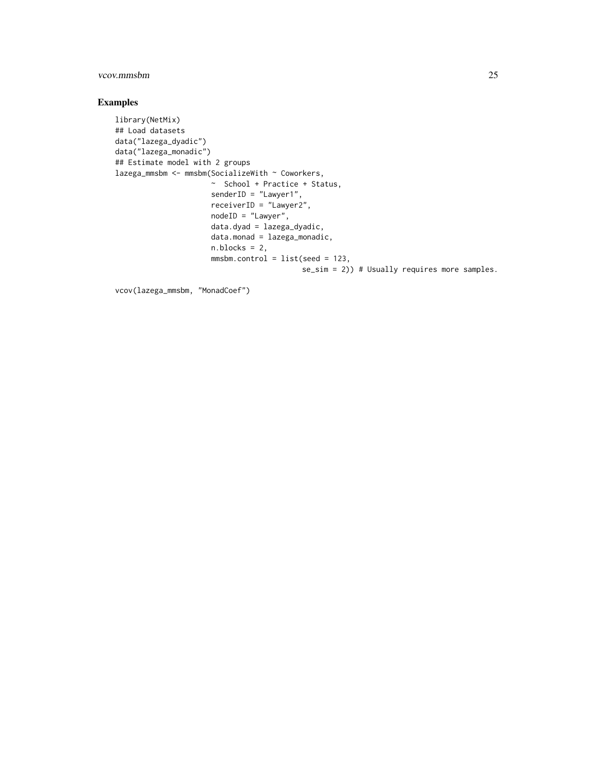## Examples

```
library(NetMix)
## Load datasets
data("lazega_dyadic")
data("lazega_monadic")
## Estimate model with 2 groups
lazega_mmsbm <- mmsbm(SocializeWith ~ Coworkers,
                      ~  School + Practice + Status,
                      senderID = "Lawyer1",
                      receiverID = "Lawyer2",
                      nodeID = "Lawyer",
                      data.dyad = lazega_dyadic,
                      data.monad = lazega_monadic,
                      n.blocks = 2,
                      mmsbm.control = list(seed = 123,
                                           se_sim = 2)) # Usually requires more samples.

vcov(lazega_mmsbm, "MonadCoef")
```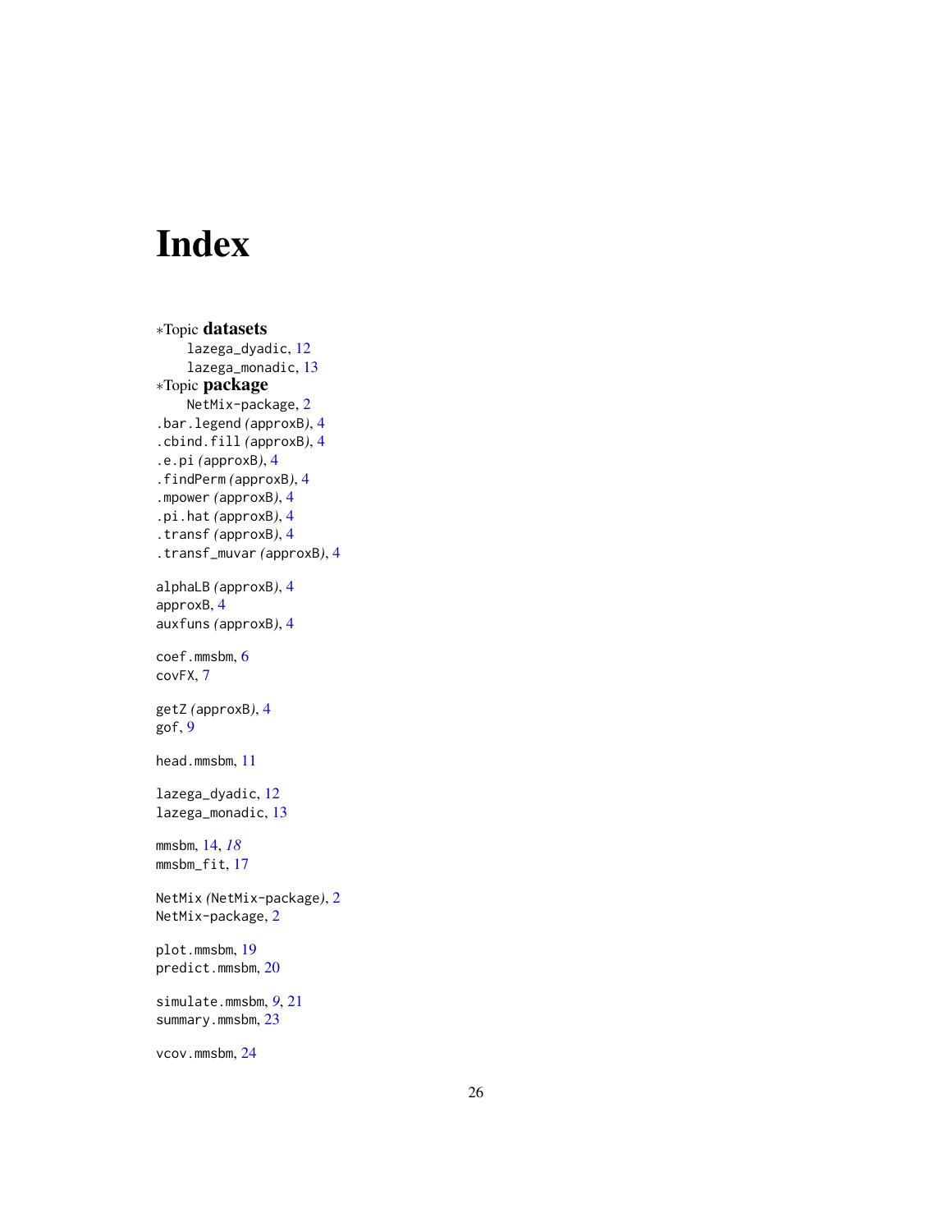# Index

*Topic **datasets**
    lazega_dyadic, 12
    lazega_monadic, 13
*Topic **package**
    NetMix-package, 2
.bar.legend *(*approxB*)*, 4
.cbind.fill *(*approxB*)*, 4
.e.pi *(*approxB*)*, 4
.findPerm *(*approxB*)*, 4
.mpower *(*approxB*)*, 4
.pi.hat *(*approxB*)*, 4
.transf *(*approxB*)*, 4
.transf_muvar *(*approxB*)*, 4

alphaLB *(*approxB*)*, 4
approxB, 4
auxfuns *(*approxB*)*, 4

coef.mmsbm, 6
covFX, 7

getZ *(*approxB*)*, 4
gof, 9

head.mmsbm, 11

lazega_dyadic, 12
lazega_monadic, 13

mmsbm, 14, *18*
mmsbm_fit, 17

NetMix *(*NetMix-package*)*, 2
NetMix-package, 2

plot.mmsbm, 19
predict.mmsbm, 20

simulate.mmsbm, *9*, 21
summary.mmsbm, 23

vcov.mmsbm, 24